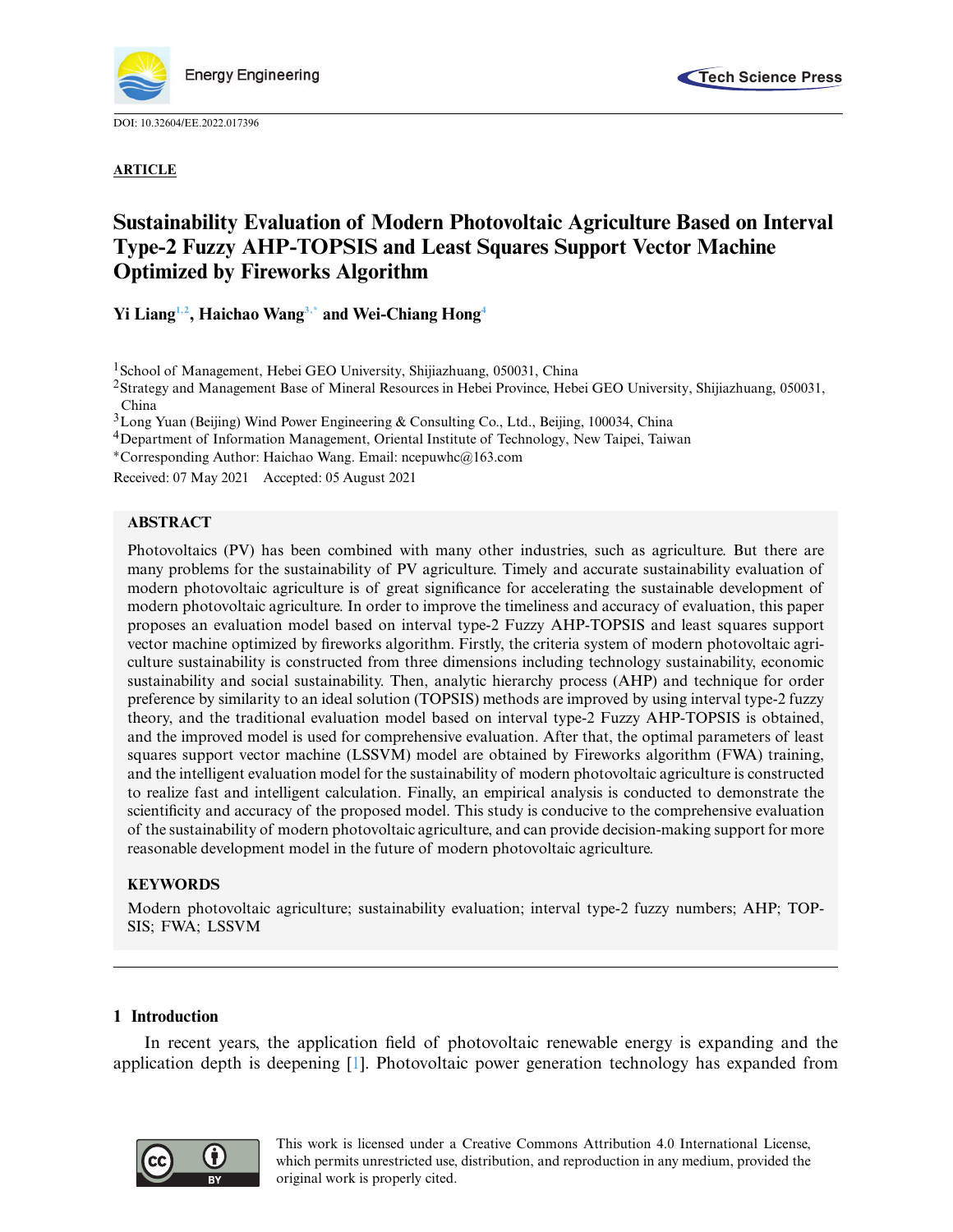DOI: 10.32604/EE.2022.017396

**ARTICLE**

# Sustainability Evaluation of Modern Photovoltaic Agriculture Based on Interval Type-2 Fuzzy AHP-TOPSIS and Least Squares Support Vector Machine Optimized by Fireworks Algorithm

**Yi Liang[1,2], Haichao Wang[3,*] and Wei-Chiang Hong[4]**

[1]School of Management, Hebei GEO University, Shijiazhuang, 050031, China
[2]Strategy and Management Base of Mineral Resources in Hebei Province, Hebei GEO University, Shijiazhuang, 050031, China
[3]Long Yuan (Beijing) Wind Power Engineering & Consulting Co., Ltd., Beijing, 100034, China
[4]Department of Information Management, Oriental Institute of Technology, New Taipei, Taiwan
*Corresponding Author: Haichao Wang. Email: ncepuwhc@163.com
Received: 07 May 2021 Accepted: 05 August 2021

## ABSTRACT

Photovoltaics (PV) has been combined with many other industries, such as agriculture. But there are many problems for the sustainability of PV agriculture. Timely and accurate sustainability evaluation of modern photovoltaic agriculture is of great significance for accelerating the sustainable development of modern photovoltaic agriculture. In order to improve the timeliness and accuracy of evaluation, this paper proposes an evaluation model based on interval type-2 Fuzzy AHP-TOPSIS and least squares support vector machine optimized by fireworks algorithm. Firstly, the criteria system of modern photovoltaic agriculture sustainability is constructed from three dimensions including technology sustainability, economic sustainability and social sustainability. Then, analytic hierarchy process (AHP) and technique for order preference by similarity to an ideal solution (TOPSIS) methods are improved by using interval type-2 fuzzy theory, and the traditional evaluation model based on interval type-2 Fuzzy AHP-TOPSIS is obtained, and the improved model is used for comprehensive evaluation. After that, the optimal parameters of least squares support vector machine (LSSVM) model are obtained by Fireworks algorithm (FWA) training, and the intelligent evaluation model for the sustainability of modern photovoltaic agriculture is constructed to realize fast and intelligent calculation. Finally, an empirical analysis is conducted to demonstrate the scientificity and accuracy of the proposed model. This study is conducive to the comprehensive evaluation of the sustainability of modern photovoltaic agriculture, and can provide decision-making support for more reasonable development model in the future of modern photovoltaic agriculture.

## KEYWORDS

Modern photovoltaic agriculture; sustainability evaluation; interval type-2 fuzzy numbers; AHP; TOPSIS; FWA; LSSVM

## 1 Introduction

In recent years, the application field of photovoltaic renewable energy is expanding and the application depth is deepening [1]. Photovoltaic power generation technology has expanded from

This work is licensed under a Creative Commons Attribution 4.0 International License, which permits unrestricted use, distribution, and reproduction in any medium, provided the original work is properly cited.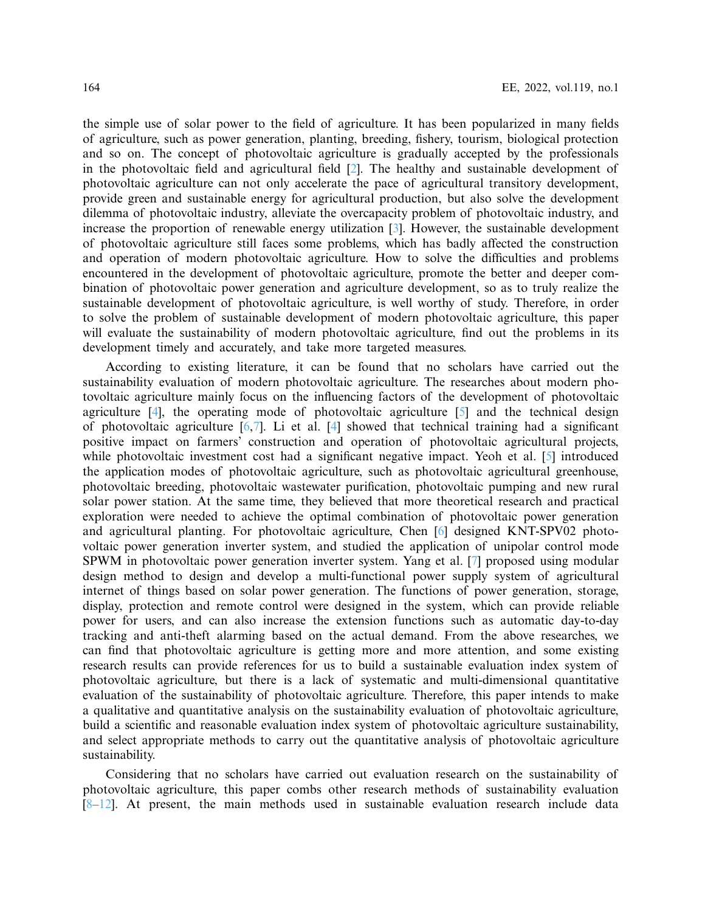the simple use of solar power to the field of agriculture. It has been popularized in many fields of agriculture, such as power generation, planting, breeding, fishery, tourism, biological protection and so on. The concept of photovoltaic agriculture is gradually accepted by the professionals in the photovoltaic field and agricultural field [2]. The healthy and sustainable development of photovoltaic agriculture can not only accelerate the pace of agricultural transitory development, provide green and sustainable energy for agricultural production, but also solve the development dilemma of photovoltaic industry, alleviate the overcapacity problem of photovoltaic industry, and increase the proportion of renewable energy utilization [3]. However, the sustainable development of photovoltaic agriculture still faces some problems, which has badly affected the construction and operation of modern photovoltaic agriculture. How to solve the difficulties and problems encountered in the development of photovoltaic agriculture, promote the better and deeper combination of photovoltaic power generation and agriculture development, so as to truly realize the sustainable development of photovoltaic agriculture, is well worthy of study. Therefore, in order to solve the problem of sustainable development of modern photovoltaic agriculture, this paper will evaluate the sustainability of modern photovoltaic agriculture, find out the problems in its development timely and accurately, and take more targeted measures.

According to existing literature, it can be found that no scholars have carried out the sustainability evaluation of modern photovoltaic agriculture. The researches about modern photovoltaic agriculture mainly focus on the influencing factors of the development of photovoltaic agriculture [4], the operating mode of photovoltaic agriculture [5] and the technical design of photovoltaic agriculture [6,7]. Li et al. [4] showed that technical training had a significant positive impact on farmers' construction and operation of photovoltaic agricultural projects, while photovoltaic investment cost had a significant negative impact. Yeoh et al. [5] introduced the application modes of photovoltaic agriculture, such as photovoltaic agricultural greenhouse, photovoltaic breeding, photovoltaic wastewater purification, photovoltaic pumping and new rural solar power station. At the same time, they believed that more theoretical research and practical exploration were needed to achieve the optimal combination of photovoltaic power generation and agricultural planting. For photovoltaic agriculture, Chen [6] designed KNT-SPV02 photovoltaic power generation inverter system, and studied the application of unipolar control mode SPWM in photovoltaic power generation inverter system. Yang et al. [7] proposed using modular design method to design and develop a multi-functional power supply system of agricultural internet of things based on solar power generation. The functions of power generation, storage, display, protection and remote control were designed in the system, which can provide reliable power for users, and can also increase the extension functions such as automatic day-to-day tracking and anti-theft alarming based on the actual demand. From the above researches, we can find that photovoltaic agriculture is getting more and more attention, and some existing research results can provide references for us to build a sustainable evaluation index system of photovoltaic agriculture, but there is a lack of systematic and multi-dimensional quantitative evaluation of the sustainability of photovoltaic agriculture. Therefore, this paper intends to make a qualitative and quantitative analysis on the sustainability evaluation of photovoltaic agriculture, build a scientific and reasonable evaluation index system of photovoltaic agriculture sustainability, and select appropriate methods to carry out the quantitative analysis of photovoltaic agriculture sustainability.

Considering that no scholars have carried out evaluation research on the sustainability of photovoltaic agriculture, this paper combs other research methods of sustainability evaluation [8–12]. At present, the main methods used in sustainable evaluation research include data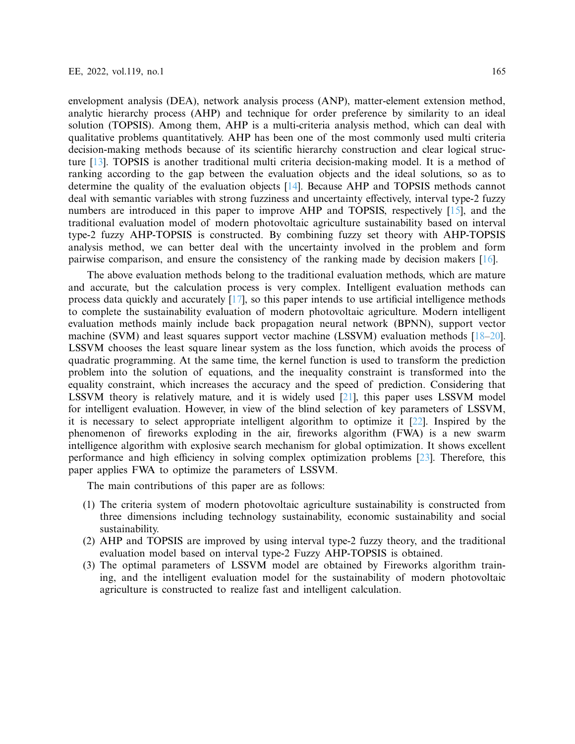envelopment analysis (DEA), network analysis process (ANP), matter-element extension method, analytic hierarchy process (AHP) and technique for order preference by similarity to an ideal solution (TOPSIS). Among them, AHP is a multi-criteria analysis method, which can deal with qualitative problems quantitatively. AHP has been one of the most commonly used multi criteria decision-making methods because of its scientific hierarchy construction and clear logical structure [13]. TOPSIS is another traditional multi criteria decision-making model. It is a method of ranking according to the gap between the evaluation objects and the ideal solutions, so as to determine the quality of the evaluation objects [14]. Because AHP and TOPSIS methods cannot deal with semantic variables with strong fuzziness and uncertainty effectively, interval type-2 fuzzy numbers are introduced in this paper to improve AHP and TOPSIS, respectively [15], and the traditional evaluation model of modern photovoltaic agriculture sustainability based on interval type-2 fuzzy AHP-TOPSIS is constructed. By combining fuzzy set theory with AHP-TOPSIS analysis method, we can better deal with the uncertainty involved in the problem and form pairwise comparison, and ensure the consistency of the ranking made by decision makers [16].

The above evaluation methods belong to the traditional evaluation methods, which are mature and accurate, but the calculation process is very complex. Intelligent evaluation methods can process data quickly and accurately [17], so this paper intends to use artificial intelligence methods to complete the sustainability evaluation of modern photovoltaic agriculture. Modern intelligent evaluation methods mainly include back propagation neural network (BPNN), support vector machine (SVM) and least squares support vector machine (LSSVM) evaluation methods [18–20]. LSSVM chooses the least square linear system as the loss function, which avoids the process of quadratic programming. At the same time, the kernel function is used to transform the prediction problem into the solution of equations, and the inequality constraint is transformed into the equality constraint, which increases the accuracy and the speed of prediction. Considering that LSSVM theory is relatively mature, and it is widely used [21], this paper uses LSSVM model for intelligent evaluation. However, in view of the blind selection of key parameters of LSSVM, it is necessary to select appropriate intelligent algorithm to optimize it [22]. Inspired by the phenomenon of fireworks exploding in the air, fireworks algorithm (FWA) is a new swarm intelligence algorithm with explosive search mechanism for global optimization. It shows excellent performance and high efficiency in solving complex optimization problems [23]. Therefore, this paper applies FWA to optimize the parameters of LSSVM.

The main contributions of this paper are as follows:

(1) The criteria system of modern photovoltaic agriculture sustainability is constructed from three dimensions including technology sustainability, economic sustainability and social sustainability.
(2) AHP and TOPSIS are improved by using interval type-2 fuzzy theory, and the traditional evaluation model based on interval type-2 Fuzzy AHP-TOPSIS is obtained.
(3) The optimal parameters of LSSVM model are obtained by Fireworks algorithm training, and the intelligent evaluation model for the sustainability of modern photovoltaic agriculture is constructed to realize fast and intelligent calculation.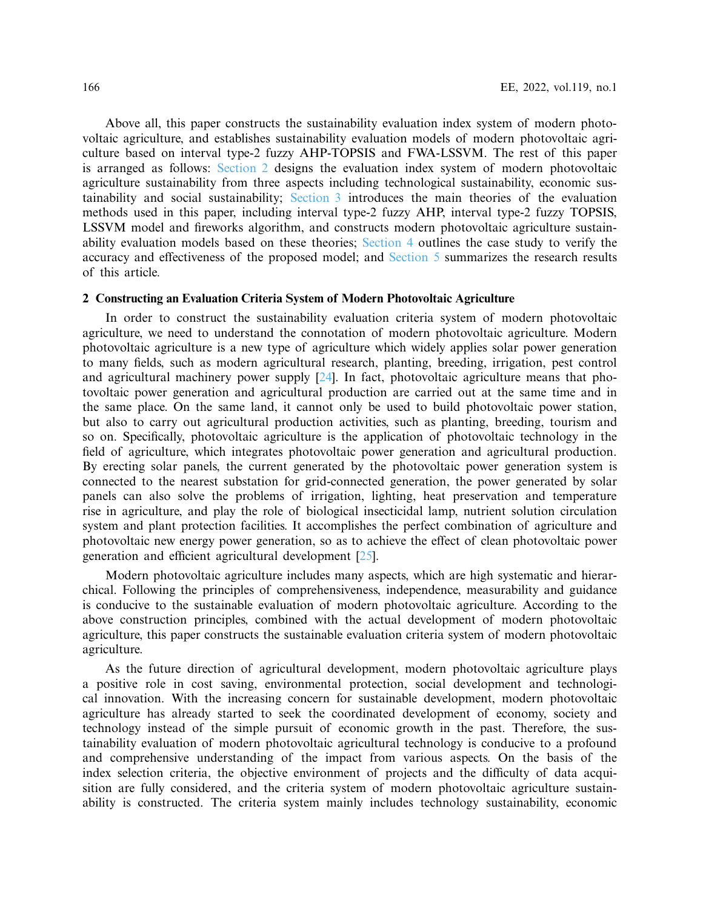Above all, this paper constructs the sustainability evaluation index system of modern photovoltaic agriculture, and establishes sustainability evaluation models of modern photovoltaic agriculture based on interval type-2 fuzzy AHP-TOPSIS and FWA-LSSVM. The rest of this paper is arranged as follows: Section 2 designs the evaluation index system of modern photovoltaic agriculture sustainability from three aspects including technological sustainability, economic sustainability and social sustainability; Section 3 introduces the main theories of the evaluation methods used in this paper, including interval type-2 fuzzy AHP, interval type-2 fuzzy TOPSIS, LSSVM model and fireworks algorithm, and constructs modern photovoltaic agriculture sustainability evaluation models based on these theories; Section 4 outlines the case study to verify the accuracy and effectiveness of the proposed model; and Section 5 summarizes the research results of this article.

## 2 Constructing an Evaluation Criteria System of Modern Photovoltaic Agriculture

In order to construct the sustainability evaluation criteria system of modern photovoltaic agriculture, we need to understand the connotation of modern photovoltaic agriculture. Modern photovoltaic agriculture is a new type of agriculture which widely applies solar power generation to many fields, such as modern agricultural research, planting, breeding, irrigation, pest control and agricultural machinery power supply [24]. In fact, photovoltaic agriculture means that photovoltaic power generation and agricultural production are carried out at the same time and in the same place. On the same land, it cannot only be used to build photovoltaic power station, but also to carry out agricultural production activities, such as planting, breeding, tourism and so on. Specifically, photovoltaic agriculture is the application of photovoltaic technology in the field of agriculture, which integrates photovoltaic power generation and agricultural production. By erecting solar panels, the current generated by the photovoltaic power generation system is connected to the nearest substation for grid-connected generation, the power generated by solar panels can also solve the problems of irrigation, lighting, heat preservation and temperature rise in agriculture, and play the role of biological insecticidal lamp, nutrient solution circulation system and plant protection facilities. It accomplishes the perfect combination of agriculture and photovoltaic new energy power generation, so as to achieve the effect of clean photovoltaic power generation and efficient agricultural development [25].

Modern photovoltaic agriculture includes many aspects, which are high systematic and hierarchical. Following the principles of comprehensiveness, independence, measurability and guidance is conducive to the sustainable evaluation of modern photovoltaic agriculture. According to the above construction principles, combined with the actual development of modern photovoltaic agriculture, this paper constructs the sustainable evaluation criteria system of modern photovoltaic agriculture.

As the future direction of agricultural development, modern photovoltaic agriculture plays a positive role in cost saving, environmental protection, social development and technological innovation. With the increasing concern for sustainable development, modern photovoltaic agriculture has already started to seek the coordinated development of economy, society and technology instead of the simple pursuit of economic growth in the past. Therefore, the sustainability evaluation of modern photovoltaic agricultural technology is conducive to a profound and comprehensive understanding of the impact from various aspects. On the basis of the index selection criteria, the objective environment of projects and the difficulty of data acquisition are fully considered, and the criteria system of modern photovoltaic agriculture sustainability is constructed. The criteria system mainly includes technology sustainability, economic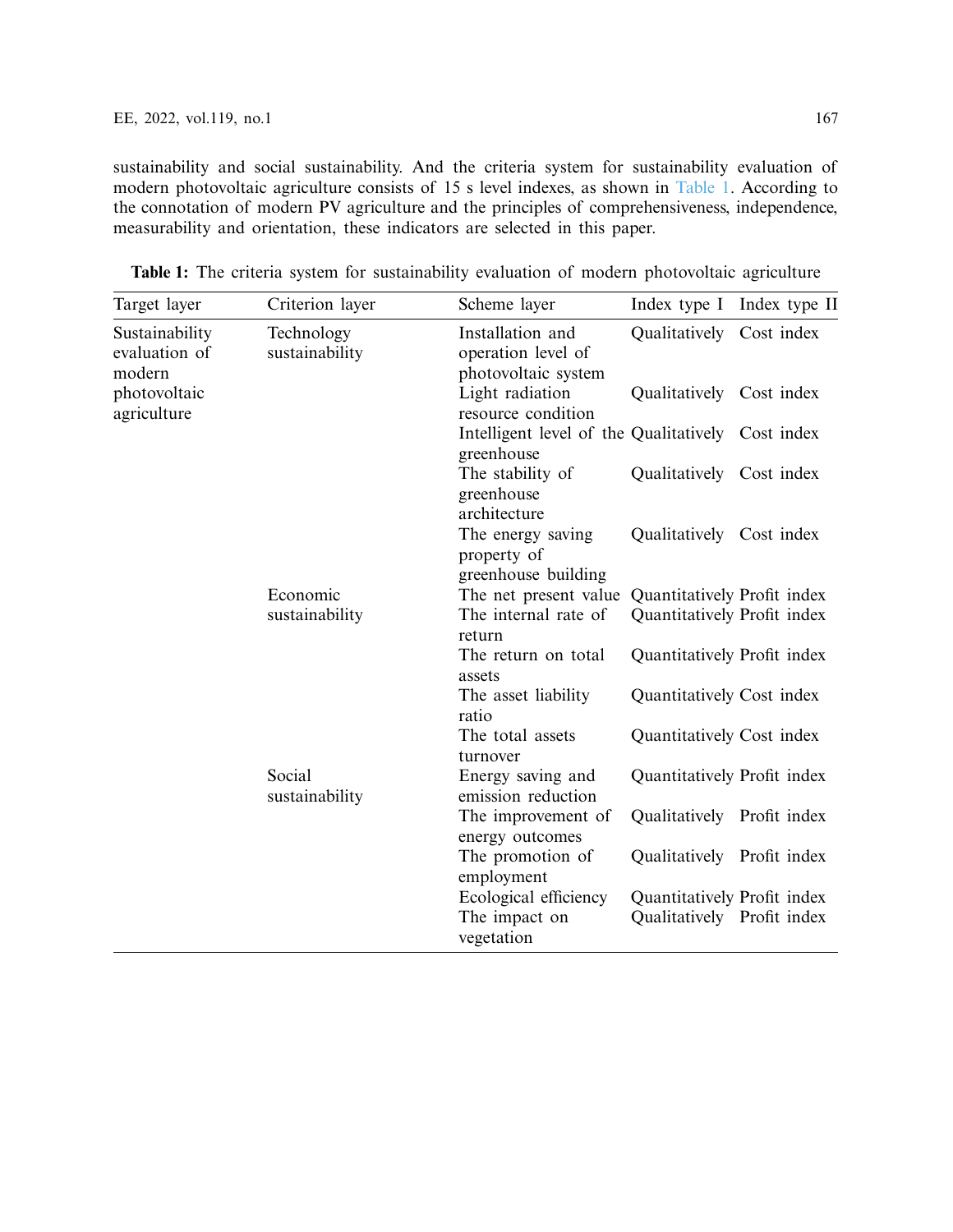sustainability and social sustainability. And the criteria system for sustainability evaluation of modern photovoltaic agriculture consists of 15 s level indexes, as shown in Table 1. According to the connotation of modern PV agriculture and the principles of comprehensiveness, independence, measurability and orientation, these indicators are selected in this paper.

**Table 1:** The criteria system for sustainability evaluation of modern photovoltaic agriculture

| Target layer | Criterion layer | Scheme layer | Index type I | Index type II |
|---|---|---|---|---|
| Sustainability evaluation of modern photovoltaic agriculture | Technology sustainability | Installation and operation level of photovoltaic system | Qualitatively | Cost index |
| | | Light radiation resource condition | Qualitatively | Cost index |
| | | Intelligent level of the greenhouse | Qualitatively | Cost index |
| | | The stability of greenhouse architecture | Qualitatively | Cost index |
| | | The energy saving property of greenhouse building | Qualitatively | Cost index |
| | Economic sustainability | The net present value | Quantitatively | Profit index |
| | | The internal rate of return | Quantitatively | Profit index |
| | | The return on total assets | Quantitatively | Profit index |
| | | The asset liability ratio | Quantitatively | Cost index |
| | | The total assets turnover | Quantitatively | Cost index |
| | Social sustainability | Energy saving and emission reduction | Quantitatively | Profit index |
| | | The improvement of energy outcomes | Qualitatively | Profit index |
| | | The promotion of employment | Qualitatively | Profit index |
| | | Ecological efficiency | Quantitatively | Profit index |
| | | The impact on vegetation | Qualitatively | Profit index |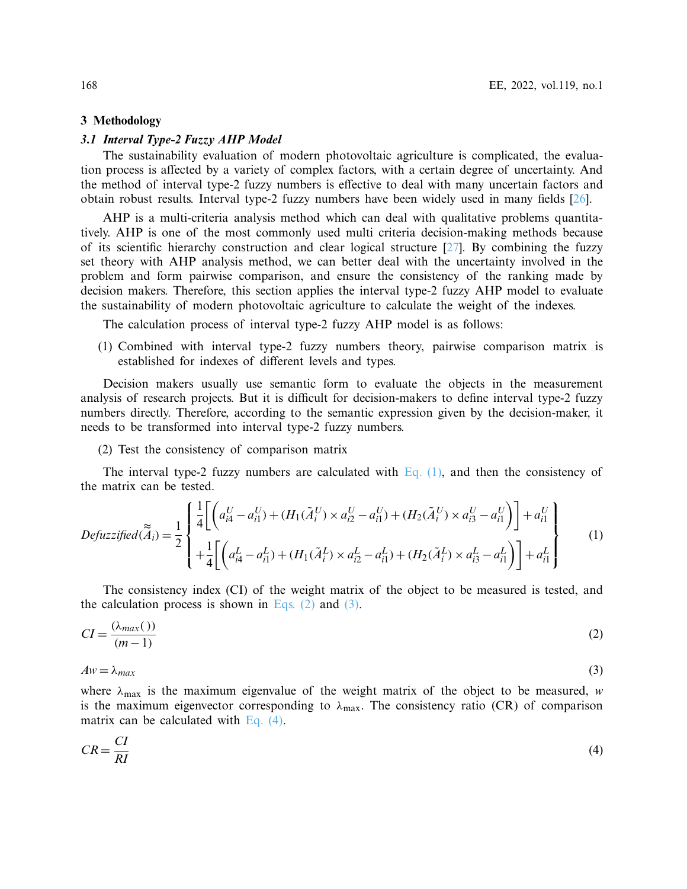## 3 Methodology

### 3.1 Interval Type-2 Fuzzy AHP Model

The sustainability evaluation of modern photovoltaic agriculture is complicated, the evaluation process is affected by a variety of complex factors, with a certain degree of uncertainty. And the method of interval type-2 fuzzy numbers is effective to deal with many uncertain factors and obtain robust results. Interval type-2 fuzzy numbers have been widely used in many fields [26].

AHP is a multi-criteria analysis method which can deal with qualitative problems quantitatively. AHP is one of the most commonly used multi criteria decision-making methods because of its scientific hierarchy construction and clear logical structure [27]. By combining the fuzzy set theory with AHP analysis method, we can better deal with the uncertainty involved in the problem and form pairwise comparison, and ensure the consistency of the ranking made by decision makers. Therefore, this section applies the interval type-2 fuzzy AHP model to evaluate the sustainability of modern photovoltaic agriculture to calculate the weight of the indexes.

The calculation process of interval type-2 fuzzy AHP model is as follows:

(1) Combined with interval type-2 fuzzy numbers theory, pairwise comparison matrix is established for indexes of different levels and types.

Decision makers usually use semantic form to evaluate the objects in the measurement analysis of research projects. But it is difficult for decision-makers to define interval type-2 fuzzy numbers directly. Therefore, according to the semantic expression given by the decision-maker, it needs to be transformed into interval type-2 fuzzy numbers.

(2) Test the consistency of comparison matrix

The interval type-2 fuzzy numbers are calculated with Eq. (1), and then the consistency of the matrix can be tested.

$$
Defuzzified(\tilde{\tilde{A}}_i) = \frac{1}{2}\left\{ \begin{array}{l} \frac{1}{4}\left[\left(a_{i4}^{U} - a_{i1}^{U}\right) + \left(H_1(\tilde{A}_i^{U}) \times a_{i2}^{U} - a_{i1}^{U}\right) + \left(H_2(\tilde{A}_i^{U}) \times a_{i3}^{U} - a_{i1}^{U}\right)\right] + a_{i1}^{U} \\ + \frac{1}{4}\left[\left(a_{i4}^{L} - a_{i1}^{L}\right) + \left(H_1(\tilde{A}_i^{L}) \times a_{i2}^{L} - a_{i1}^{L}\right) + \left(H_2(\tilde{A}_i^{L}) \times a_{i3}^{L} - a_{i1}^{L}\right)\right] + a_{i1}^{L} \end{array} \right\} \tag{1}
$$

The consistency index (CI) of the weight matrix of the object to be measured is tested, and the calculation process is shown in Eqs. (2) and (3).

$$
CI = \frac{(\lambda_{max}())}{(m-1)} \tag{2}
$$

$$
Aw = \lambda_{max} \tag{3}
$$

where $\lambda_{\max}$ is the maximum eigenvalue of the weight matrix of the object to be measured, $w$ is the maximum eigenvector corresponding to $\lambda_{\max}$. The consistency ratio (CR) of comparison matrix can be calculated with Eq. (4).

$$
CR = \frac{CI}{RI} \tag{4}
$$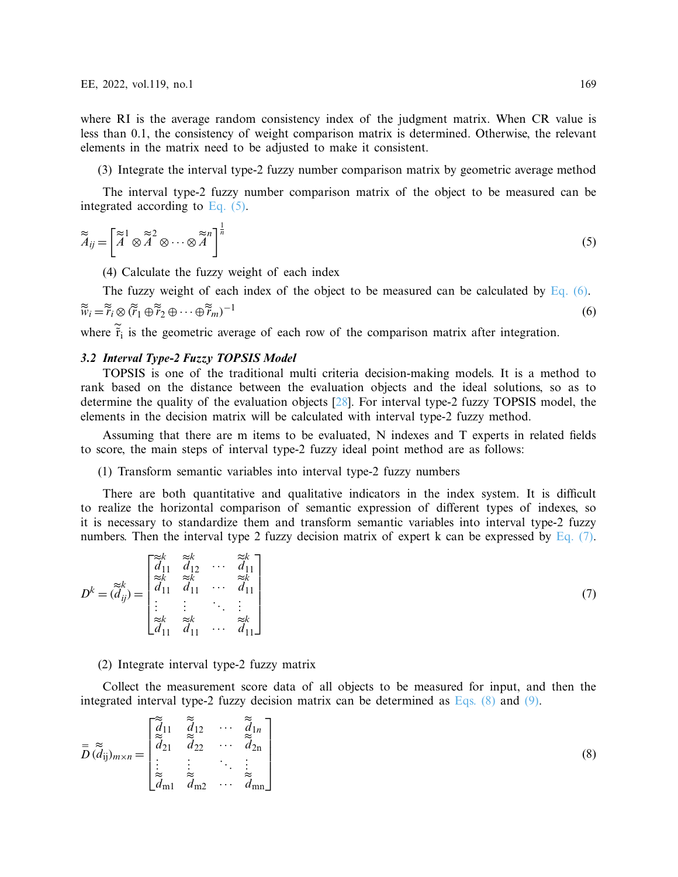where RI is the average random consistency index of the judgment matrix. When CR value is less than 0.1, the consistency of weight comparison matrix is determined. Otherwise, the relevant elements in the matrix need to be adjusted to make it consistent.

(3) Integrate the interval type-2 fuzzy number comparison matrix by geometric average method

The interval type-2 fuzzy number comparison matrix of the object to be measured can be integrated according to Eq. (5).

$$\tilde{\tilde{A}}_{ij} = \left[\tilde{\tilde{A}}^{1} \otimes \tilde{\tilde{A}}^{2} \otimes \cdots \otimes \tilde{\tilde{A}}^{n}\right]^{\frac{1}{n}} \tag{5}$$

(4) Calculate the fuzzy weight of each index

The fuzzy weight of each index of the object to be measured can be calculated by Eq. (6).

$$\tilde{\tilde{w}}_i = \tilde{\tilde{r}}_i \otimes (\tilde{\tilde{r}}_1 \oplus \tilde{\tilde{r}}_2 \oplus \cdots \oplus \tilde{\tilde{r}}_m)^{-1} \tag{6}$$

where $\tilde{\tilde{r}}_i$ is the geometric average of each row of the comparison matrix after integration.

### *3.2 Interval Type-2 Fuzzy TOPSIS Model*

TOPSIS is one of the traditional multi criteria decision-making models. It is a method to rank based on the distance between the evaluation objects and the ideal solutions, so as to determine the quality of the evaluation objects [28]. For interval type-2 fuzzy TOPSIS model, the elements in the decision matrix will be calculated with interval type-2 fuzzy method.

Assuming that there are m items to be evaluated, N indexes and T experts in related fields to score, the main steps of interval type-2 fuzzy ideal point method are as follows:

(1) Transform semantic variables into interval type-2 fuzzy numbers

There are both quantitative and qualitative indicators in the index system. It is difficult to realize the horizontal comparison of semantic expression of different types of indexes, so it is necessary to standardize them and transform semantic variables into interval type-2 fuzzy numbers. Then the interval type 2 fuzzy decision matrix of expert k can be expressed by Eq. (7).

$$D^k = (\tilde{\tilde{d}}_{ij}^{k}) = \begin{bmatrix} \tilde{\tilde{d}}_{11}^{k} & \tilde{\tilde{d}}_{12}^{k} & \cdots & \tilde{\tilde{d}}_{11}^{k} \\ \tilde{\tilde{d}}_{11}^{k} & \tilde{\tilde{d}}_{11}^{k} & \cdots & \tilde{\tilde{d}}_{11}^{k} \\ \vdots & \vdots & \ddots & \vdots \\ \tilde{\tilde{d}}_{11}^{k} & \tilde{\tilde{d}}_{11}^{k} & \cdots & \tilde{\tilde{d}}_{11}^{k} \end{bmatrix} \tag{7}$$

(2) Integrate interval type-2 fuzzy matrix

Collect the measurement score data of all objects to be measured for input, and then the integrated interval type-2 fuzzy decision matrix can be determined as Eqs. (8) and (9).

$$\bar{\bar{D}}(\tilde{\tilde{d}}_{ij})_{m\times n} = \begin{bmatrix} \tilde{\tilde{d}}_{11} & \tilde{\tilde{d}}_{12} & \cdots & \tilde{\tilde{d}}_{1n} \\ \tilde{\tilde{d}}_{21} & \tilde{\tilde{d}}_{22} & \cdots & \tilde{\tilde{d}}_{2n} \\ \vdots & \vdots & \ddots & \vdots \\ \tilde{\tilde{d}}_{m1} & \tilde{\tilde{d}}_{m2} & \cdots & \tilde{\tilde{d}}_{mn} \end{bmatrix} \tag{8}$$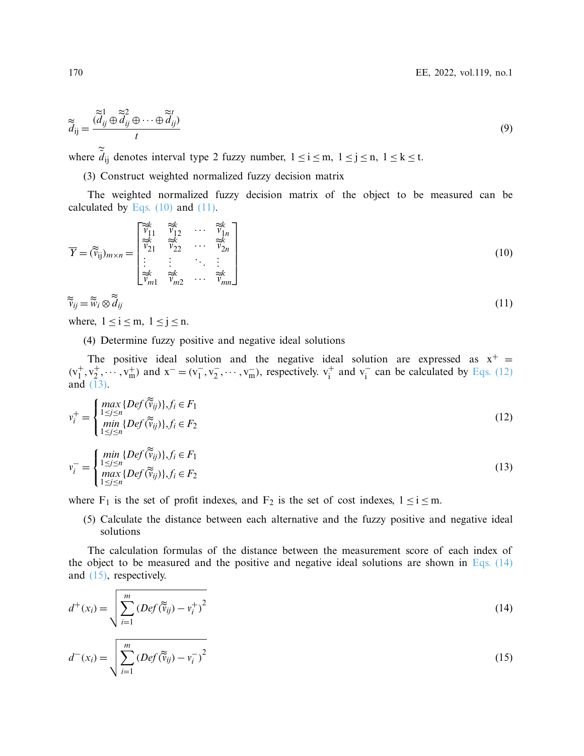$$\tilde{\tilde{d}}_{ij} = \frac{(\tilde{\tilde{d}}_{ij}^{1} \oplus \tilde{\tilde{d}}_{ij}^{2} \oplus \cdots \oplus \tilde{\tilde{d}}_{ij}^{t})}{t} \tag{9}$$

where $\tilde{\tilde{d}}_{ij}$ denotes interval type 2 fuzzy number, $1 \le i \le m$, $1 \le j \le n$, $1 \le k \le t$.

(3) Construct weighted normalized fuzzy decision matrix

The weighted normalized fuzzy decision matrix of the object to be measured can be calculated by Eqs. (10) and (11).

$$\overline{Y} = (\tilde{\tilde{v}}_{ij})_{m \times n} = \begin{bmatrix} \tilde{\tilde{v}}_{11}^{k} & \tilde{\tilde{v}}_{12}^{k} & \cdots & \tilde{\tilde{v}}_{1n}^{k} \\ \tilde{\tilde{v}}_{21}^{k} & \tilde{\tilde{v}}_{22}^{k} & \cdots & \tilde{\tilde{v}}_{2n}^{k} \\ \vdots & \vdots & \ddots & \vdots \\ \tilde{\tilde{v}}_{m1}^{k} & \tilde{\tilde{v}}_{m2}^{k} & \cdots & \tilde{\tilde{v}}_{mn}^{k} \end{bmatrix} \tag{10}$$

$$\tilde{\tilde{v}}_{ij} = \tilde{\tilde{w}}_{i} \otimes \tilde{\tilde{d}}_{ij} \tag{11}$$

where, $1 \le i \le m$, $1 \le j \le n$.

(4) Determine fuzzy positive and negative ideal solutions

The positive ideal solution and the negative ideal solution are expressed as $x^{+} = (v_1^{+}, v_2^{+}, \cdots, v_m^{+})$ and $x^{-} = (v_1^{-}, v_2^{-}, \cdots, v_m^{-})$, respectively. $v_i^{+}$ and $v_i^{-}$ can be calculated by Eqs. (12) and (13).

$$v_i^{+} = \begin{cases} \max\limits_{1 \le j \le n} \{Def(\tilde{\tilde{v}}_{ij})\}, f_i \in F_1 \\ \min\limits_{1 \le j \le n} \{Def(\tilde{\tilde{v}}_{ij})\}, f_i \in F_2 \end{cases} \tag{12}$$

$$v_i^{-} = \begin{cases} \min\limits_{1 \le j \le n} \{Def(\tilde{\tilde{v}}_{ij})\}, f_i \in F_1 \\ \max\limits_{1 \le j \le n} \{Def(\tilde{\tilde{v}}_{ij})\}, f_i \in F_2 \end{cases} \tag{13}$$

where $F_1$ is the set of profit indexes, and $F_2$ is the set of cost indexes, $1 \le i \le m$.

(5) Calculate the distance between each alternative and the fuzzy positive and negative ideal solutions

The calculation formulas of the distance between the measurement score of each index of the object to be measured and the positive and negative ideal solutions are shown in Eqs. (14) and (15), respectively.

$$d^{+}(x_i) = \sqrt{\sum_{i=1}^{m} (Def(\tilde{\tilde{v}}_{ij}) - v_i^{+})^2} \tag{14}$$

$$d^{-}(x_i) = \sqrt{\sum_{i=1}^{m} (Def(\tilde{\tilde{v}}_{ij}) - v_i^{-})^2} \tag{15}$$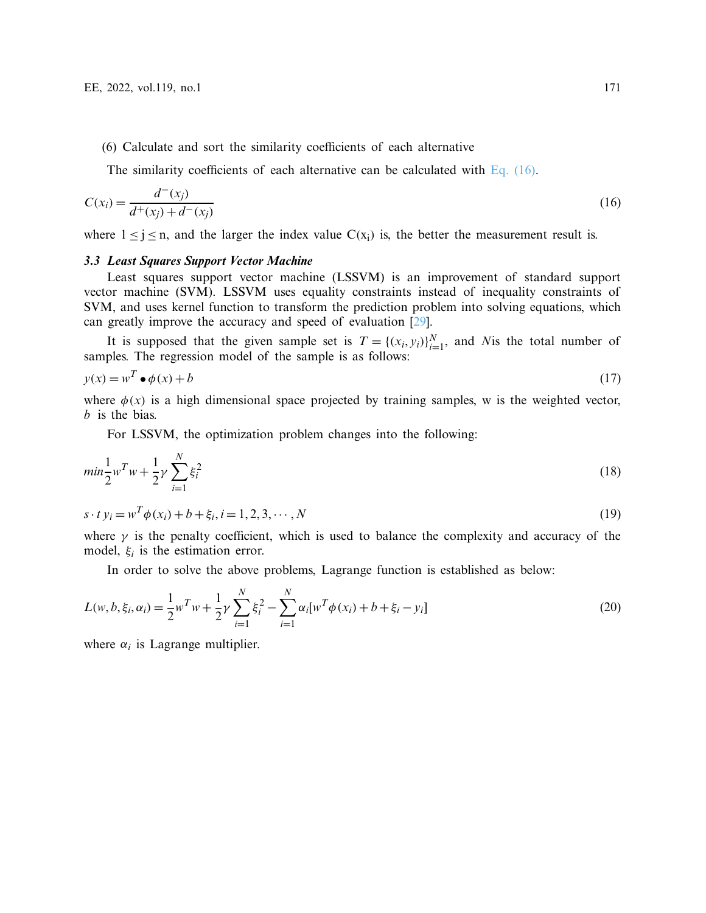(6) Calculate and sort the similarity coefficients of each alternative

The similarity coefficients of each alternative can be calculated with Eq. (16).

$$C(x_i) = \frac{d^-(x_j)}{d^+(x_j) + d^-(x_j)} \tag{16}$$

where $1 \leq j \leq n$, and the larger the index value $C(x_i)$ is, the better the measurement result is.

### *3.3 Least Squares Support Vector Machine*

Least squares support vector machine (LSSVM) is an improvement of standard support vector machine (SVM). LSSVM uses equality constraints instead of inequality constraints of SVM, and uses kernel function to transform the prediction problem into solving equations, which can greatly improve the accuracy and speed of evaluation [29].

It is supposed that the given sample set is $T = \{(x_i, y_i)\}_{i=1}^{N}$, and $N$is the total number of samples. The regression model of the sample is as follows:

$$y(x) = w^T \bullet \phi(x) + b \tag{17}$$

where $\phi(x)$ is a high dimensional space projected by training samples, w is the weighted vector, $b$ is the bias.

For LSSVM, the optimization problem changes into the following:

$$min \frac{1}{2} w^T w + \frac{1}{2} \gamma \sum_{i=1}^{N} \xi_i^2 \tag{18}$$

$$s \cdot t \; y_i = w^T \phi(x_i) + b + \xi_i, i = 1, 2, 3, \cdots, N \tag{19}$$

where $\gamma$ is the penalty coefficient, which is used to balance the complexity and accuracy of the model, $\xi_i$ is the estimation error.

In order to solve the above problems, Lagrange function is established as below:

$$L(w, b, \xi_i, \alpha_i) = \frac{1}{2} w^T w + \frac{1}{2} \gamma \sum_{i=1}^{N} \xi_i^2 - \sum_{i=1}^{N} \alpha_i [w^T \phi(x_i) + b + \xi_i - y_i] \tag{20}$$

where $\alpha_i$ is Lagrange multiplier.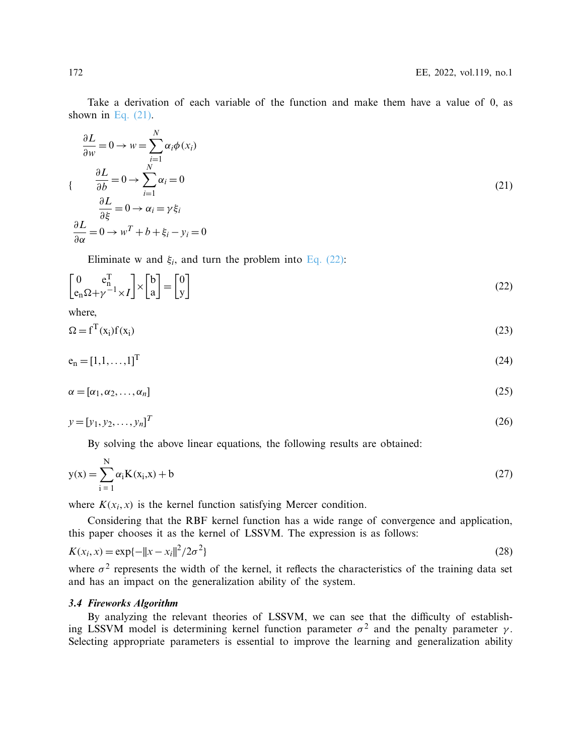Take a derivation of each variable of the function and make them have a value of 0, as shown in Eq. (21).

$$
\left\{
\begin{array}{l}
\frac{\partial L}{\partial w} = 0 \rightarrow w = \sum_{i=1}^{N} \alpha_i \phi(x_i) \\
\frac{\partial L}{\partial b} = 0 \rightarrow \sum_{i=1}^{N} \alpha_i = 0 \\
\frac{\partial L}{\partial \xi} = 0 \rightarrow \alpha_i = \gamma \xi_i \\
\frac{\partial L}{\partial \alpha} = 0 \rightarrow w^T + b + \xi_i - y_i = 0
\end{array}
\right.
\tag{21}
$$

Eliminate w and $\xi_i$, and turn the problem into Eq. (22):

$$
\begin{bmatrix} 0 & e_n^T \\ e_n & \Omega + \gamma^{-1} \times I \end{bmatrix} \times \begin{bmatrix} b \\ a \end{bmatrix} = \begin{bmatrix} 0 \\ y \end{bmatrix}
\tag{22}
$$

where,

$$
\Omega = f^T(x_i) f(x_i)
\tag{23}
$$

$$
e_n = [1, 1, \ldots, 1]^T
\tag{24}
$$

$$
\alpha = [\alpha_1, \alpha_2, \ldots, \alpha_n]
\tag{25}
$$

$$
y = [y_1, y_2, \ldots, y_n]^T
\tag{26}
$$

By solving the above linear equations, the following results are obtained:

$$
y(x) = \sum_{i=1}^{N} \alpha_i K(x_i, x) + b
\tag{27}
$$

where $K(x_i, x)$ is the kernel function satisfying Mercer condition.

Considering that the RBF kernel function has a wide range of convergence and application, this paper chooses it as the kernel of LSSVM. The expression is as follows:

$$
K(x_i, x) = \exp\{-\|x - x_i\|^2 / 2\sigma^2\}
\tag{28}
$$

where $\sigma^2$ represents the width of the kernel, it reflects the characteristics of the training data set and has an impact on the generalization ability of the system.

### *3.4 Fireworks Algorithm*

By analyzing the relevant theories of LSSVM, we can see that the difficulty of establishing LSSVM model is determining kernel function parameter $\sigma^2$ and the penalty parameter $\gamma$. Selecting appropriate parameters is essential to improve the learning and generalization ability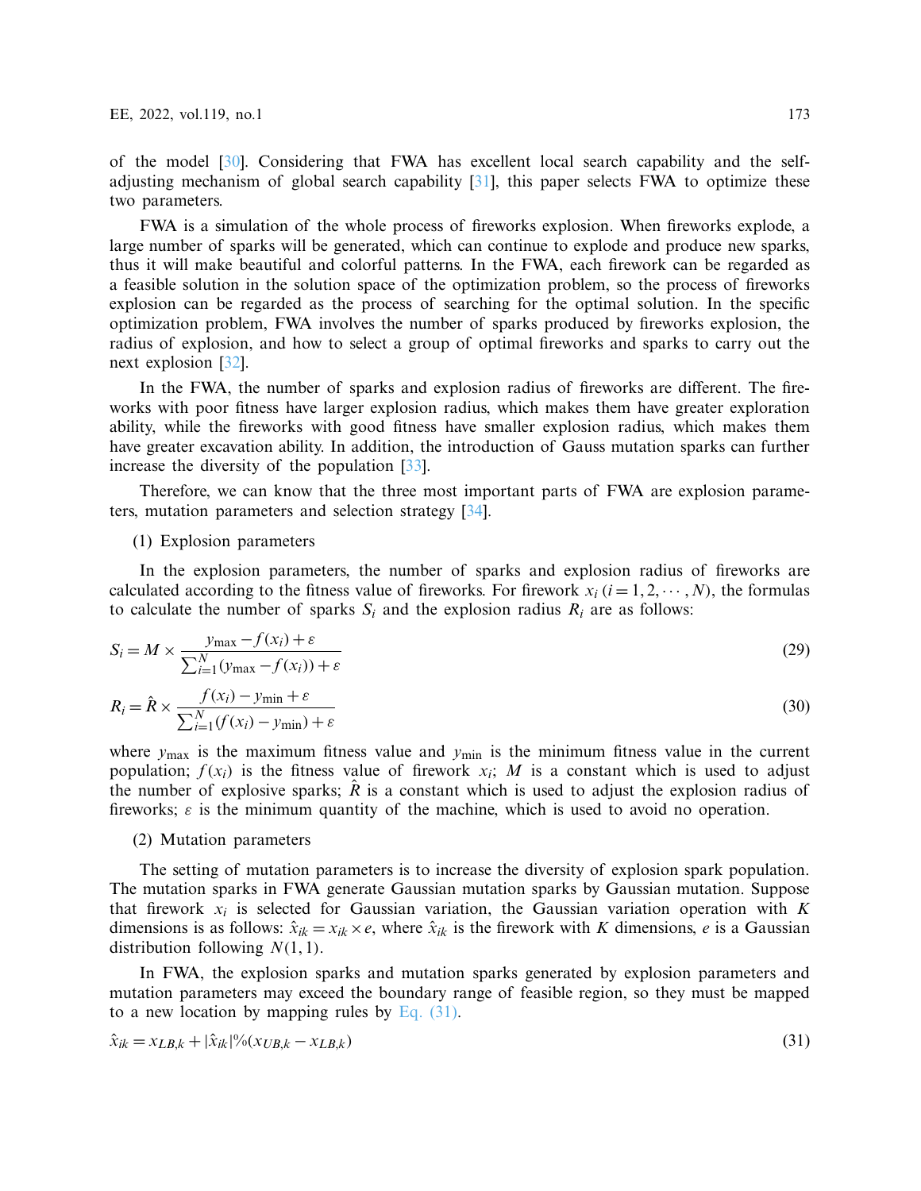of the model [30]. Considering that FWA has excellent local search capability and the self-adjusting mechanism of global search capability [31], this paper selects FWA to optimize these two parameters.

FWA is a simulation of the whole process of fireworks explosion. When fireworks explode, a large number of sparks will be generated, which can continue to explode and produce new sparks, thus it will make beautiful and colorful patterns. In the FWA, each firework can be regarded as a feasible solution in the solution space of the optimization problem, so the process of fireworks explosion can be regarded as the process of searching for the optimal solution. In the specific optimization problem, FWA involves the number of sparks produced by fireworks explosion, the radius of explosion, and how to select a group of optimal fireworks and sparks to carry out the next explosion [32].

In the FWA, the number of sparks and explosion radius of fireworks are different. The fireworks with poor fitness have larger explosion radius, which makes them have greater exploration ability, while the fireworks with good fitness have smaller explosion radius, which makes them have greater excavation ability. In addition, the introduction of Gauss mutation sparks can further increase the diversity of the population [33].

Therefore, we can know that the three most important parts of FWA are explosion parameters, mutation parameters and selection strategy [34].

(1) Explosion parameters

In the explosion parameters, the number of sparks and explosion radius of fireworks are calculated according to the fitness value of fireworks. For firework $x_i$ $(i = 1, 2, \cdots, N)$, the formulas to calculate the number of sparks $S_i$ and the explosion radius $R_i$ are as follows:

$$S_i = M \times \frac{y_{\max} - f(x_i) + \varepsilon}{\sum_{i=1}^{N}(y_{\max} - f(x_i)) + \varepsilon} \tag{29}$$

$$R_i = \hat{R} \times \frac{f(x_i) - y_{\min} + \varepsilon}{\sum_{i=1}^{N}(f(x_i) - y_{\min}) + \varepsilon} \tag{30}$$

where $y_{\max}$ is the maximum fitness value and $y_{\min}$ is the minimum fitness value in the current population; $f(x_i)$ is the fitness value of firework $x_i$; $M$ is a constant which is used to adjust the number of explosive sparks; $\hat{R}$ is a constant which is used to adjust the explosion radius of fireworks; $\varepsilon$ is the minimum quantity of the machine, which is used to avoid no operation.

(2) Mutation parameters

The setting of mutation parameters is to increase the diversity of explosion spark population. The mutation sparks in FWA generate Gaussian mutation sparks by Gaussian mutation. Suppose that firework $x_i$ is selected for Gaussian variation, the Gaussian variation operation with $K$ dimensions is as follows: $\hat{x}_{ik} = x_{ik} \times e$, where $\hat{x}_{ik}$ is the firework with $K$ dimensions, $e$ is a Gaussian distribution following $N(1, 1)$.

In FWA, the explosion sparks and mutation sparks generated by explosion parameters and mutation parameters may exceed the boundary range of feasible region, so they must be mapped to a new location by mapping rules by Eq. (31).

$$\hat{x}_{ik} = x_{LB,k} + |\hat{x}_{ik}| \% (x_{UB,k} - x_{LB,k}) \tag{31}$$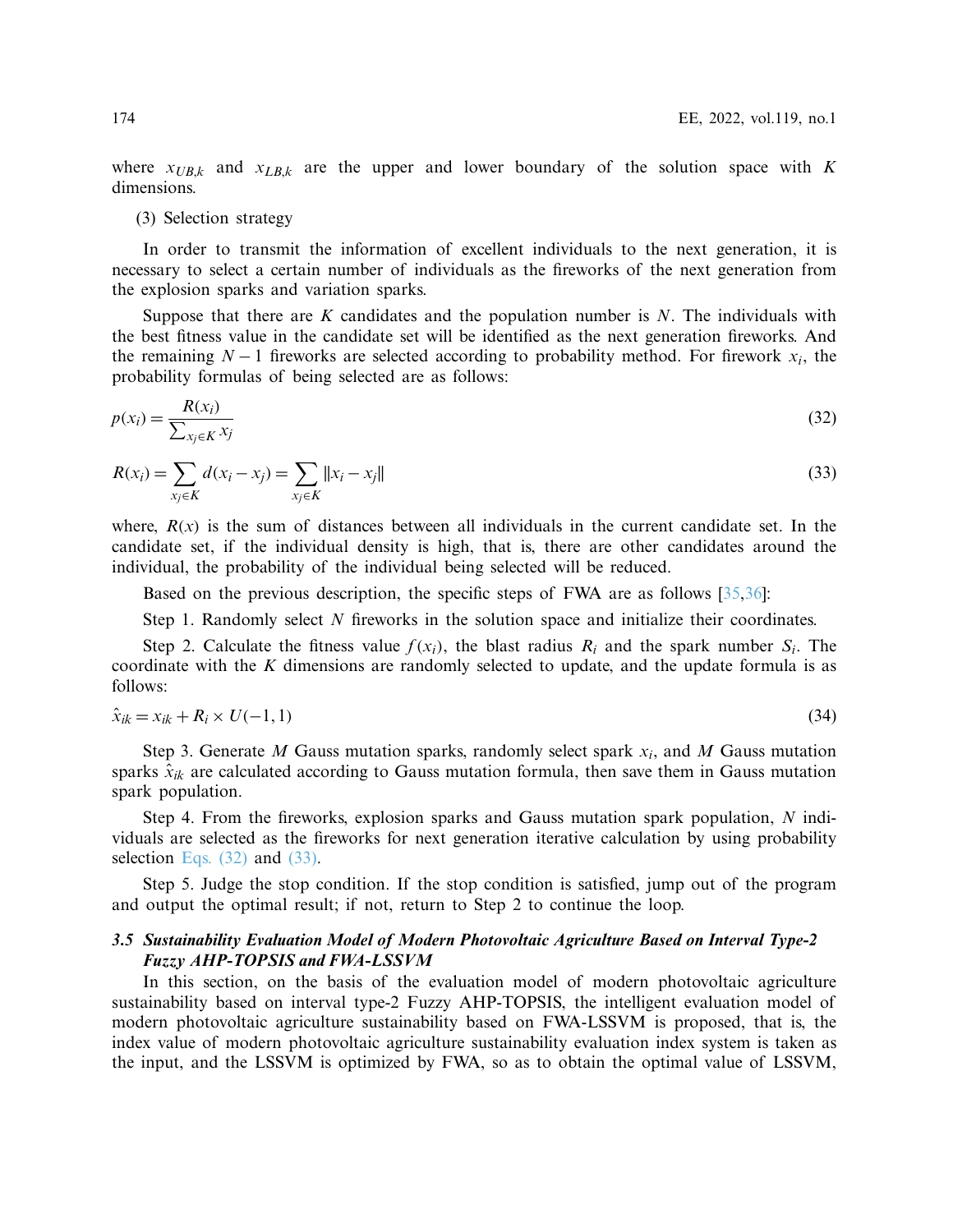where $x_{UB,k}$ and $x_{LB,k}$ are the upper and lower boundary of the solution space with $K$ dimensions.

(3) Selection strategy

In order to transmit the information of excellent individuals to the next generation, it is necessary to select a certain number of individuals as the fireworks of the next generation from the explosion sparks and variation sparks.

Suppose that there are $K$ candidates and the population number is $N$. The individuals with the best fitness value in the candidate set will be identified as the next generation fireworks. And the remaining $N-1$ fireworks are selected according to probability method. For firework $x_i$, the probability formulas of being selected are as follows:

$$p(x_i) = \frac{R(x_i)}{\sum_{x_j \in K} x_j} \tag{32}$$

$$R(x_i) = \sum_{x_j \in K} d(x_i - x_j) = \sum_{x_j \in K} \|x_i - x_j\| \tag{33}$$

where, $R(x)$ is the sum of distances between all individuals in the current candidate set. In the candidate set, if the individual density is high, that is, there are other candidates around the individual, the probability of the individual being selected will be reduced.

Based on the previous description, the specific steps of FWA are as follows [35,36]:

Step 1. Randomly select $N$ fireworks in the solution space and initialize their coordinates.

Step 2. Calculate the fitness value $f(x_i)$, the blast radius $R_i$ and the spark number $S_i$. The coordinate with the $K$ dimensions are randomly selected to update, and the update formula is as follows:

$$\hat{x}_{ik} = x_{ik} + R_i \times U(-1, 1) \tag{34}$$

Step 3. Generate $M$ Gauss mutation sparks, randomly select spark $x_i$, and $M$ Gauss mutation sparks $\hat{x}_{ik}$ are calculated according to Gauss mutation formula, then save them in Gauss mutation spark population.

Step 4. From the fireworks, explosion sparks and Gauss mutation spark population, $N$ individuals are selected as the fireworks for next generation iterative calculation by using probability selection Eqs. (32) and (33).

Step 5. Judge the stop condition. If the stop condition is satisfied, jump out of the program and output the optimal result; if not, return to Step 2 to continue the loop.

### 3.5 Sustainability Evaluation Model of Modern Photovoltaic Agriculture Based on Interval Type-2 Fuzzy AHP-TOPSIS and FWA-LSSVM

In this section, on the basis of the evaluation model of modern photovoltaic agriculture sustainability based on interval type-2 Fuzzy AHP-TOPSIS, the intelligent evaluation model of modern photovoltaic agriculture sustainability based on FWA-LSSVM is proposed, that is, the index value of modern photovoltaic agriculture sustainability evaluation index system is taken as the input, and the LSSVM is optimized by FWA, so as to obtain the optimal value of LSSVM,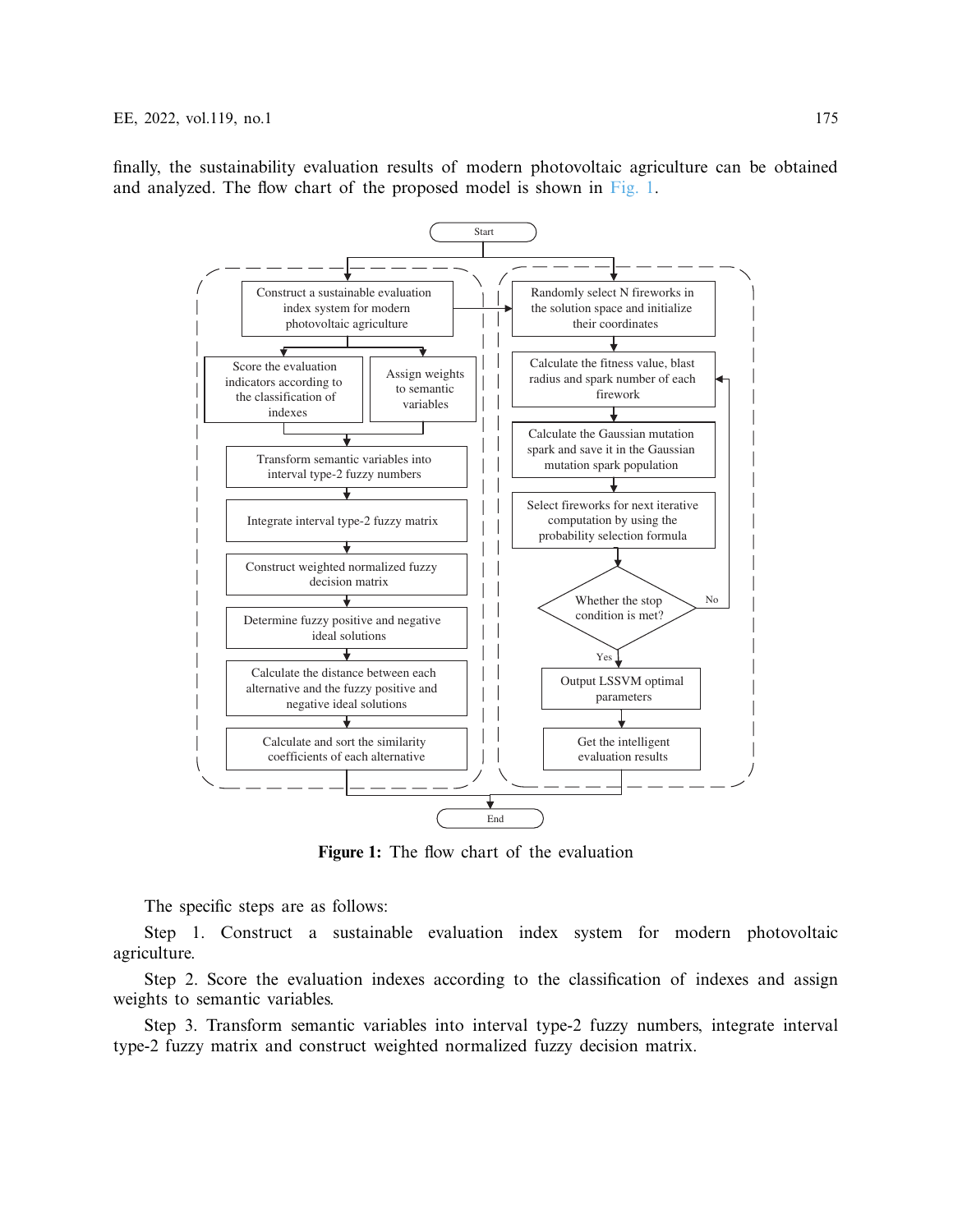finally, the sustainability evaluation results of modern photovoltaic agriculture can be obtained and analyzed. The flow chart of the proposed model is shown in Fig. 1.

**Figure 1:** The flow chart of the evaluation

The specific steps are as follows:

Step 1. Construct a sustainable evaluation index system for modern photovoltaic agriculture.

Step 2. Score the evaluation indexes according to the classification of indexes and assign weights to semantic variables.

Step 3. Transform semantic variables into interval type-2 fuzzy numbers, integrate interval type-2 fuzzy matrix and construct weighted normalized fuzzy decision matrix.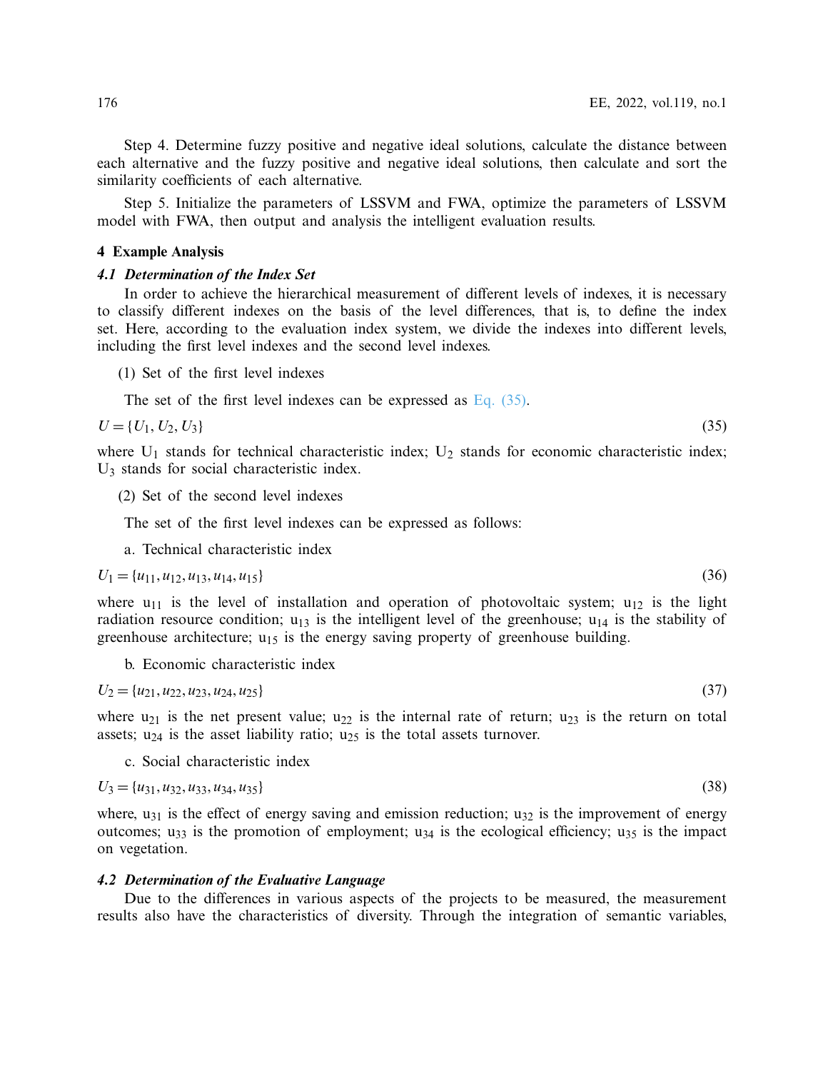Step 4. Determine fuzzy positive and negative ideal solutions, calculate the distance between each alternative and the fuzzy positive and negative ideal solutions, then calculate and sort the similarity coefficients of each alternative.

Step 5. Initialize the parameters of LSSVM and FWA, optimize the parameters of LSSVM model with FWA, then output and analysis the intelligent evaluation results.

## 4 Example Analysis

### *4.1 Determination of the Index Set*

In order to achieve the hierarchical measurement of different levels of indexes, it is necessary to classify different indexes on the basis of the level differences, that is, to define the index set. Here, according to the evaluation index system, we divide the indexes into different levels, including the first level indexes and the second level indexes.

(1) Set of the first level indexes

The set of the first level indexes can be expressed as Eq. (35).

$$U = \{U_1, U_2, U_3\} \tag{35}$$

where $U_1$ stands for technical characteristic index; $U_2$ stands for economic characteristic index; $U_3$ stands for social characteristic index.

(2) Set of the second level indexes

The set of the first level indexes can be expressed as follows:

a. Technical characteristic index

$$U_1 = \{u_{11}, u_{12}, u_{13}, u_{14}, u_{15}\} \tag{36}$$

where $u_{11}$ is the level of installation and operation of photovoltaic system; $u_{12}$ is the light radiation resource condition; $u_{13}$ is the intelligent level of the greenhouse; $u_{14}$ is the stability of greenhouse architecture; $u_{15}$ is the energy saving property of greenhouse building.

b. Economic characteristic index

$$U_2 = \{u_{21}, u_{22}, u_{23}, u_{24}, u_{25}\} \tag{37}$$

where $u_{21}$ is the net present value; $u_{22}$ is the internal rate of return; $u_{23}$ is the return on total assets; $u_{24}$ is the asset liability ratio; $u_{25}$ is the total assets turnover.

c. Social characteristic index

$$U_3 = \{u_{31}, u_{32}, u_{33}, u_{34}, u_{35}\} \tag{38}$$

where, $u_{31}$ is the effect of energy saving and emission reduction; $u_{32}$ is the improvement of energy outcomes; $u_{33}$ is the promotion of employment; $u_{34}$ is the ecological efficiency; $u_{35}$ is the impact on vegetation.

### *4.2 Determination of the Evaluative Language*

Due to the differences in various aspects of the projects to be measured, the measurement results also have the characteristics of diversity. Through the integration of semantic variables,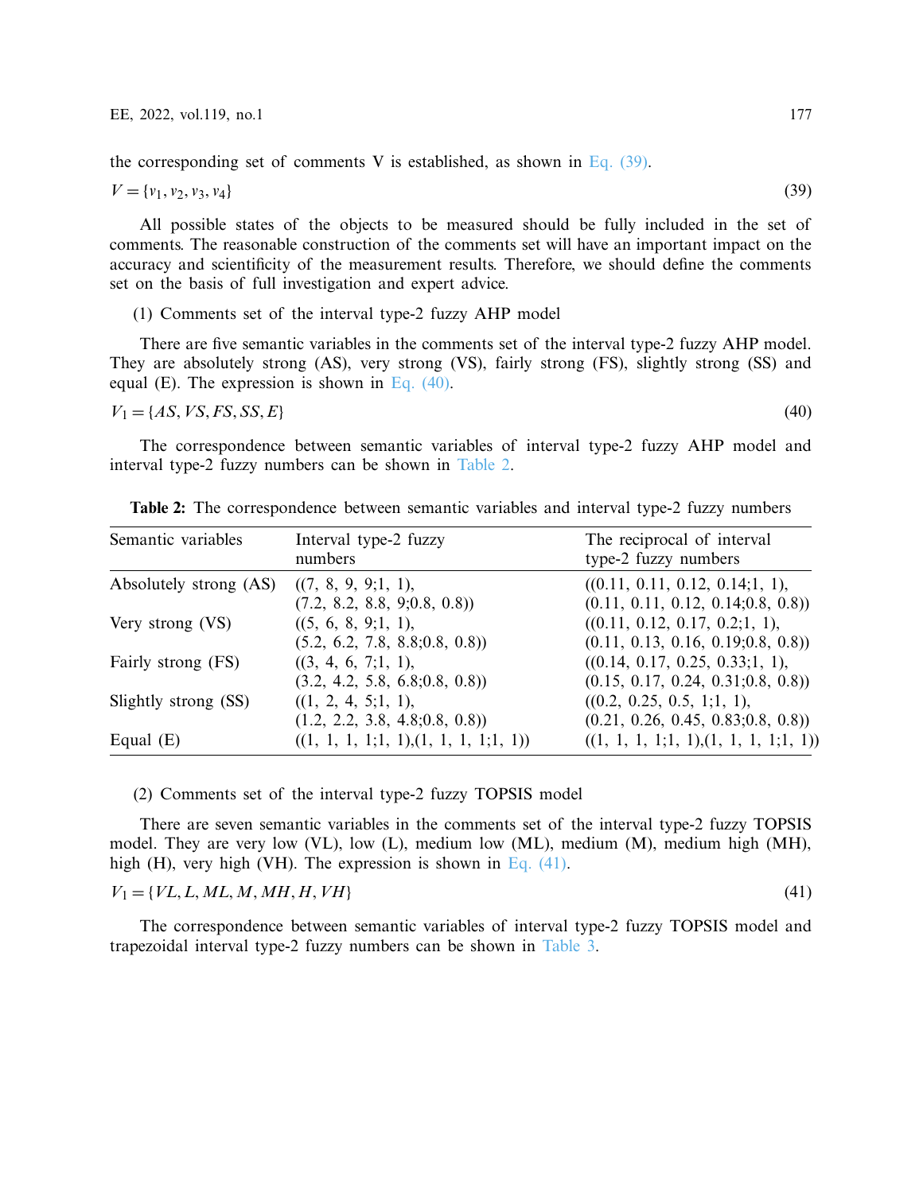the corresponding set of comments V is established, as shown in Eq. (39).

$$V = \{v_1, v_2, v_3, v_4\} \tag{39}$$

All possible states of the objects to be measured should be fully included in the set of comments. The reasonable construction of the comments set will have an important impact on the accuracy and scientificity of the measurement results. Therefore, we should define the comments set on the basis of full investigation and expert advice.

(1) Comments set of the interval type-2 fuzzy AHP model

There are five semantic variables in the comments set of the interval type-2 fuzzy AHP model. They are absolutely strong (AS), very strong (VS), fairly strong (FS), slightly strong (SS) and equal (E). The expression is shown in Eq. (40).

$$V_1 = \{AS, VS, FS, SS, E\} \tag{40}$$

The correspondence between semantic variables of interval type-2 fuzzy AHP model and interval type-2 fuzzy numbers can be shown in Table 2.

**Table 2:** The correspondence between semantic variables and interval type-2 fuzzy numbers

| Semantic variables | Interval type-2 fuzzy numbers | The reciprocal of interval type-2 fuzzy numbers |
|---|---|---|
| Absolutely strong (AS) | ((7, 8, 9, 9;1, 1), (7.2, 8.2, 8.8, 9;0.8, 0.8)) | ((0.11, 0.11, 0.12, 0.14;1, 1), (0.11, 0.11, 0.12, 0.14;0.8, 0.8)) |
| Very strong (VS) | ((5, 6, 8, 9;1, 1), (5.2, 6.2, 7.8, 8.8;0.8, 0.8)) | ((0.11, 0.12, 0.17, 0.2;1, 1), (0.11, 0.13, 0.16, 0.19;0.8, 0.8)) |
| Fairly strong (FS) | ((3, 4, 6, 7;1, 1), (3.2, 4.2, 5.8, 6.8;0.8, 0.8)) | ((0.14, 0.17, 0.25, 0.33;1, 1), (0.15, 0.17, 0.24, 0.31;0.8, 0.8)) |
| Slightly strong (SS) | ((1, 2, 4, 5;1, 1), (1.2, 2.2, 3.8, 4.8;0.8, 0.8)) | ((0.2, 0.25, 0.5, 1;1, 1), (0.21, 0.26, 0.45, 0.83;0.8, 0.8)) |
| Equal (E) | ((1, 1, 1, 1;1, 1),(1, 1, 1, 1;1, 1)) | ((1, 1, 1, 1;1, 1),(1, 1, 1, 1;1, 1)) |

(2) Comments set of the interval type-2 fuzzy TOPSIS model

There are seven semantic variables in the comments set of the interval type-2 fuzzy TOPSIS model. They are very low (VL), low (L), medium low (ML), medium (M), medium high (MH), high (H), very high (VH). The expression is shown in Eq. (41).

$$V_1 = \{VL, L, ML, M, MH, H, VH\} \tag{41}$$

The correspondence between semantic variables of interval type-2 fuzzy TOPSIS model and trapezoidal interval type-2 fuzzy numbers can be shown in Table 3.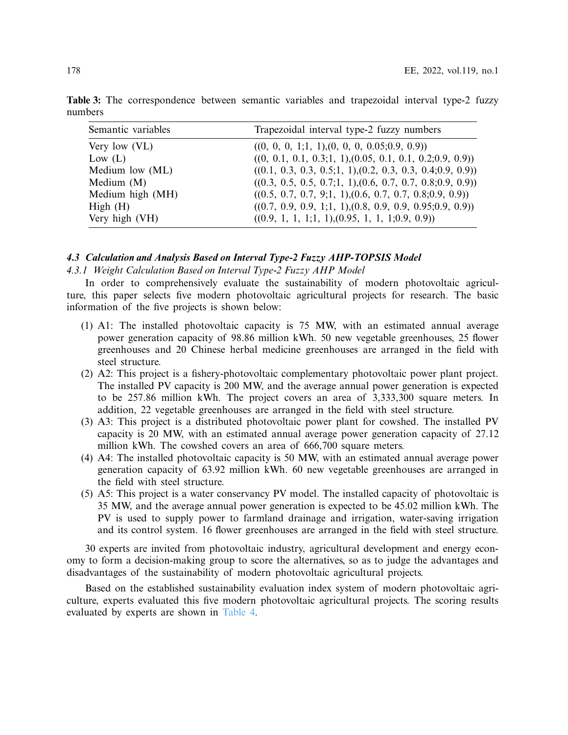**Table 3:** The correspondence between semantic variables and trapezoidal interval type-2 fuzzy numbers

| Semantic variables | Trapezoidal interval type-2 fuzzy numbers |
|---|---|
| Very low (VL) | ((0, 0, 0, 1;1, 1),(0, 0, 0, 0.05;0.9, 0.9)) |
| Low (L) | ((0, 0.1, 0.1, 0.3;1, 1),(0.05, 0.1, 0.1, 0.2;0.9, 0.9)) |
| Medium low (ML) | ((0.1, 0.3, 0.3, 0.5;1, 1),(0.2, 0.3, 0.3, 0.4;0.9, 0.9)) |
| Medium (M) | ((0.3, 0.5, 0.5, 0.7;1, 1),(0.6, 0.7, 0.7, 0.8;0.9, 0.9)) |
| Medium high (MH) | ((0.5, 0.7, 0.7, 9;1, 1),(0.6, 0.7, 0.7, 0.8;0.9, 0.9)) |
| High (H) | ((0.7, 0.9, 0.9, 1;1, 1),(0.8, 0.9, 0.9, 0.95;0.9, 0.9)) |
| Very high (VH) | ((0.9, 1, 1, 1;1, 1),(0.95, 1, 1, 1;0.9, 0.9)) |

### *4.3 Calculation and Analysis Based on Interval Type-2 Fuzzy AHP-TOPSIS Model*

#### *4.3.1 Weight Calculation Based on Interval Type-2 Fuzzy AHP Model*

In order to comprehensively evaluate the sustainability of modern photovoltaic agriculture, this paper selects five modern photovoltaic agricultural projects for research. The basic information of the five projects is shown below:

1. A1: The installed photovoltaic capacity is 75 MW, with an estimated annual average power generation capacity of 98.86 million kWh. 50 new vegetable greenhouses, 25 flower greenhouses and 20 Chinese herbal medicine greenhouses are arranged in the field with steel structure.
2. A2: This project is a fishery-photovoltaic complementary photovoltaic power plant project. The installed PV capacity is 200 MW, and the average annual power generation is expected to be 257.86 million kWh. The project covers an area of 3,333,300 square meters. In addition, 22 vegetable greenhouses are arranged in the field with steel structure.
3. A3: This project is a distributed photovoltaic power plant for cowshed. The installed PV capacity is 20 MW, with an estimated annual average power generation capacity of 27.12 million kWh. The cowshed covers an area of 666,700 square meters.
4. A4: The installed photovoltaic capacity is 50 MW, with an estimated annual average power generation capacity of 63.92 million kWh. 60 new vegetable greenhouses are arranged in the field with steel structure.
5. A5: This project is a water conservancy PV model. The installed capacity of photovoltaic is 35 MW, and the average annual power generation is expected to be 45.02 million kWh. The PV is used to supply power to farmland drainage and irrigation, water-saving irrigation and its control system. 16 flower greenhouses are arranged in the field with steel structure.

30 experts are invited from photovoltaic industry, agricultural development and energy economy to form a decision-making group to score the alternatives, so as to judge the advantages and disadvantages of the sustainability of modern photovoltaic agricultural projects.

Based on the established sustainability evaluation index system of modern photovoltaic agriculture, experts evaluated this five modern photovoltaic agricultural projects. The scoring results evaluated by experts are shown in Table 4.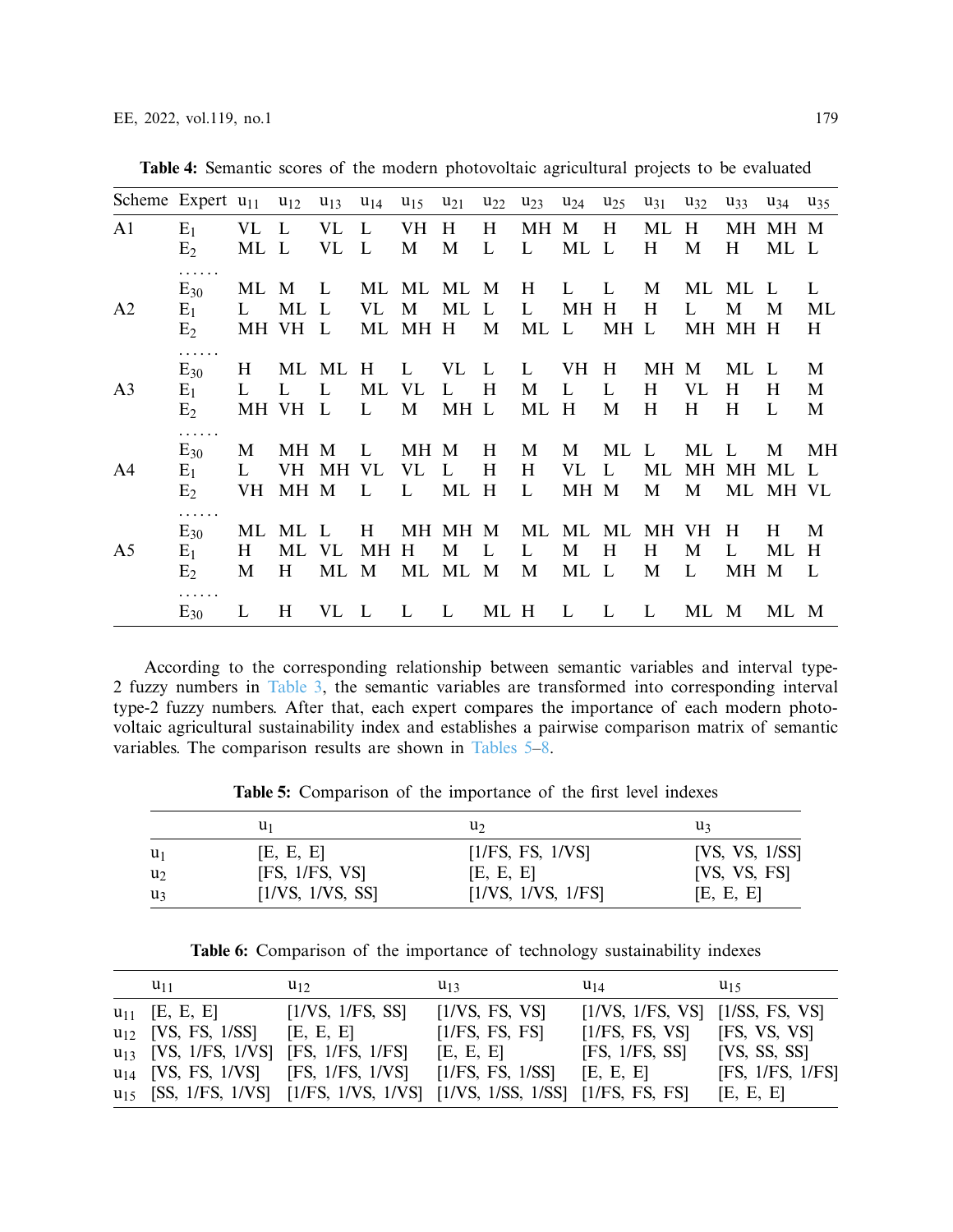**Table 4:** Semantic scores of the modern photovoltaic agricultural projects to be evaluated

| Scheme | Expert | $u_{11}$ | $u_{12}$ | $u_{13}$ | $u_{14}$ | $u_{15}$ | $u_{21}$ | $u_{22}$ | $u_{23}$ | $u_{24}$ | $u_{25}$ | $u_{31}$ | $u_{32}$ | $u_{33}$ | $u_{34}$ | $u_{35}$ |
|---|---|---|---|---|---|---|---|---|---|---|---|---|---|---|---|---|
| A1 | $E_1$ | VL | L | VL | L | VH | H | H | MH | M | H | ML | H | MH | MH | M |
| | $E_2$ | ML | L | VL | L | M | M | L | L | ML | L | H | M | H | ML | L |
| | …… | | | | | | | | | | | | | | | |
| | $E_{30}$ | ML | M | L | ML | ML | ML | M | H | L | L | M | ML | ML | L | L |
| A2 | $E_1$ | L | ML | L | VL | M | ML | L | L | MH | H | H | L | M | M | ML |
| | $E_2$ | MH | VH | L | ML | MH | H | M | ML | L | MH | L | MH | MH | H | H |
| | …… | | | | | | | | | | | | | | | |
| | $E_{30}$ | H | ML | ML | H | L | VL | L | L | VH | H | MH | M | ML | L | M |
| A3 | $E_1$ | L | L | L | ML | VL | L | H | M | L | L | H | VL | H | H | M |
| | $E_2$ | MH | VH | L | L | M | MH | L | ML | H | M | H | H | H | L | M |
| | …… | | | | | | | | | | | | | | | |
| | $E_{30}$ | M | MH | M | L | MH | M | H | M | M | ML | L | ML | L | M | MH |
| A4 | $E_1$ | L | VH | MH | VL | VL | L | H | H | VL | L | ML | MH | MH | ML | L |
| | $E_2$ | VH | MH | M | L | L | ML | H | L | MH | M | M | M | ML | MH | VL |
| | …… | | | | | | | | | | | | | | | |
| | $E_{30}$ | ML | ML | L | H | MH | MH | M | ML | ML | ML | MH | VH | H | H | M |
| A5 | $E_1$ | H | ML | VL | MH | H | M | L | L | M | H | H | M | L | ML | H |
| | $E_2$ | M | H | ML | M | ML | ML | M | M | ML | L | M | L | MH | M | L |
| | …… | | | | | | | | | | | | | | | |
| | $E_{30}$ | L | H | VL | L | L | L | ML | H | L | L | L | ML | M | ML | M |

According to the corresponding relationship between semantic variables and interval type-2 fuzzy numbers in Table 3, the semantic variables are transformed into corresponding interval type-2 fuzzy numbers. After that, each expert compares the importance of each modern photovoltaic agricultural sustainability index and establishes a pairwise comparison matrix of semantic variables. The comparison results are shown in Tables 5–8.

**Table 5:** Comparison of the importance of the first level indexes

| | $u_1$ | $u_2$ | $u_3$ |
|---|---|---|---|
| $u_1$ | [E, E, E] | [1/FS, FS, 1/VS] | [VS, VS, 1/SS] |
| $u_2$ | [FS, 1/FS, VS] | [E, E, E] | [VS, VS, FS] |
| $u_3$ | [1/VS, 1/VS, SS] | [1/VS, 1/VS, 1/FS] | [E, E, E] |

**Table 6:** Comparison of the importance of technology sustainability indexes

| | $u_{11}$ | $u_{12}$ | $u_{13}$ | $u_{14}$ | $u_{15}$ |
|---|---|---|---|---|---|
| $u_{11}$ | [E, E, E] | [1/VS, 1/FS, SS] | [1/VS, FS, VS] | [1/VS, 1/FS, VS] | [1/SS, FS, VS] |
| $u_{12}$ | [VS, FS, 1/SS] | [E, E, E] | [1/FS, FS, FS] | [1/FS, FS, VS] | [FS, VS, VS] |
| $u_{13}$ | [VS, 1/FS, 1/VS] | [FS, 1/FS, 1/FS] | [E, E, E] | [FS, 1/FS, SS] | [VS, SS, SS] |
| $u_{14}$ | [VS, FS, 1/VS] | [FS, 1/FS, 1/VS] | [1/FS, FS, 1/SS] | [E, E, E] | [FS, 1/FS, 1/FS] |
| $u_{15}$ | [SS, 1/FS, 1/VS] | [1/FS, 1/VS, 1/VS] | [1/VS, 1/SS, 1/SS] | [1/FS, FS, FS] | [E, E, E] |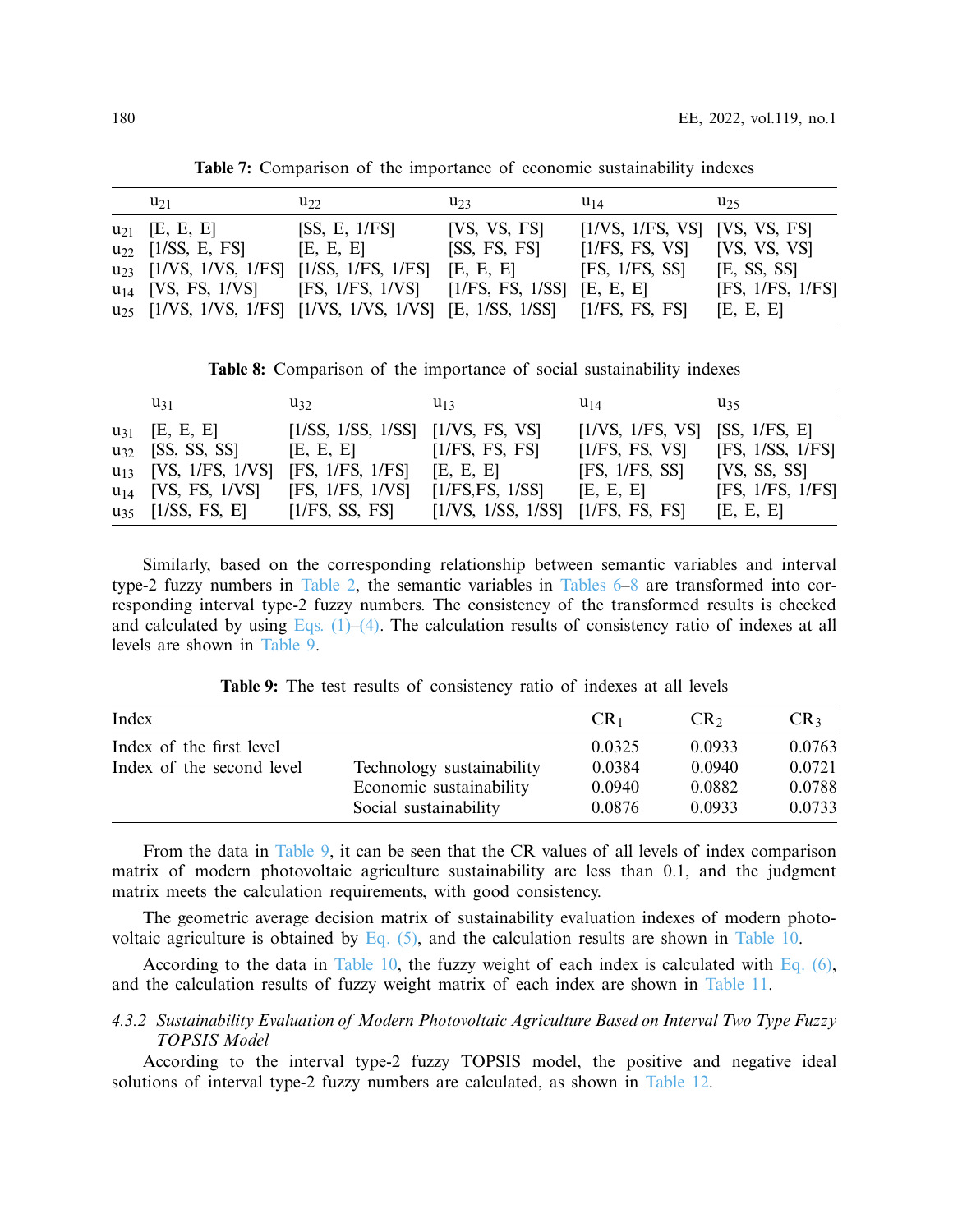**Table 7:** Comparison of the importance of economic sustainability indexes

| | $u_{21}$ | $u_{22}$ | $u_{23}$ | $u_{14}$ | $u_{25}$ |
|---|---|---|---|---|---|
| $u_{21}$ | [E, E, E] | [SS, E, 1/FS] | [VS, VS, FS] | [1/VS, 1/FS, VS] | [VS, VS, FS] |
| $u_{22}$ | [1/SS, E, FS] | [E, E, E] | [SS, FS, FS] | [1/FS, FS, VS] | [VS, VS, VS] |
| $u_{23}$ | [1/VS, 1/VS, 1/FS] | [1/SS, 1/FS, 1/FS] | [E, E, E] | [FS, 1/FS, SS] | [E, SS, SS] |
| $u_{14}$ | [VS, FS, 1/VS] | [FS, 1/FS, 1/VS] | [1/FS, FS, 1/SS] | [E, E, E] | [FS, 1/FS, 1/FS] |
| $u_{25}$ | [1/VS, 1/VS, 1/FS] | [1/VS, 1/VS, 1/VS] | [E, 1/SS, 1/SS] | [1/FS, FS, FS] | [E, E, E] |

**Table 8:** Comparison of the importance of social sustainability indexes

| | $u_{31}$ | $u_{32}$ | $u_{13}$ | $u_{14}$ | $u_{35}$ |
|---|---|---|---|---|---|
| $u_{31}$ | [E, E, E] | [1/SS, 1/SS, 1/SS] | [1/VS, FS, VS] | [1/VS, 1/FS, VS] | [SS, 1/FS, E] |
| $u_{32}$ | [SS, SS, SS] | [E, E, E] | [1/FS, FS, FS] | [1/FS, FS, VS] | [FS, 1/SS, 1/FS] |
| $u_{13}$ | [VS, 1/FS, 1/VS] | [FS, 1/FS, 1/FS] | [E, E, E] | [FS, 1/FS, SS] | [VS, SS, SS] |
| $u_{14}$ | [VS, FS, 1/VS] | [FS, 1/FS, 1/VS] | [1/FS,FS, 1/SS] | [E, E, E] | [FS, 1/FS, 1/FS] |
| $u_{35}$ | [1/SS, FS, E] | [1/FS, SS, FS] | [1/VS, 1/SS, 1/SS] | [1/FS, FS, FS] | [E, E, E] |

Similarly, based on the corresponding relationship between semantic variables and interval type-2 fuzzy numbers in Table 2, the semantic variables in Tables 6–8 are transformed into corresponding interval type-2 fuzzy numbers. The consistency of the transformed results is checked and calculated by using Eqs. (1)–(4). The calculation results of consistency ratio of indexes at all levels are shown in Table 9.

**Table 9:** The test results of consistency ratio of indexes at all levels

| Index | | $CR_1$ | $CR_2$ | $CR_3$ |
|---|---|---|---|---|
| Index of the first level | | 0.0325 | 0.0933 | 0.0763 |
| Index of the second level | Technology sustainability | 0.0384 | 0.0940 | 0.0721 |
| | Economic sustainability | 0.0940 | 0.0882 | 0.0788 |
| | Social sustainability | 0.0876 | 0.0933 | 0.0733 |

From the data in Table 9, it can be seen that the CR values of all levels of index comparison matrix of modern photovoltaic agriculture sustainability are less than 0.1, and the judgment matrix meets the calculation requirements, with good consistency.

The geometric average decision matrix of sustainability evaluation indexes of modern photovoltaic agriculture is obtained by Eq. (5), and the calculation results are shown in Table 10.

According to the data in Table 10, the fuzzy weight of each index is calculated with Eq. (6), and the calculation results of fuzzy weight matrix of each index are shown in Table 11.

#### *4.3.2 Sustainability Evaluation of Modern Photovoltaic Agriculture Based on Interval Two Type Fuzzy TOPSIS Model*

According to the interval type-2 fuzzy TOPSIS model, the positive and negative ideal solutions of interval type-2 fuzzy numbers are calculated, as shown in Table 12.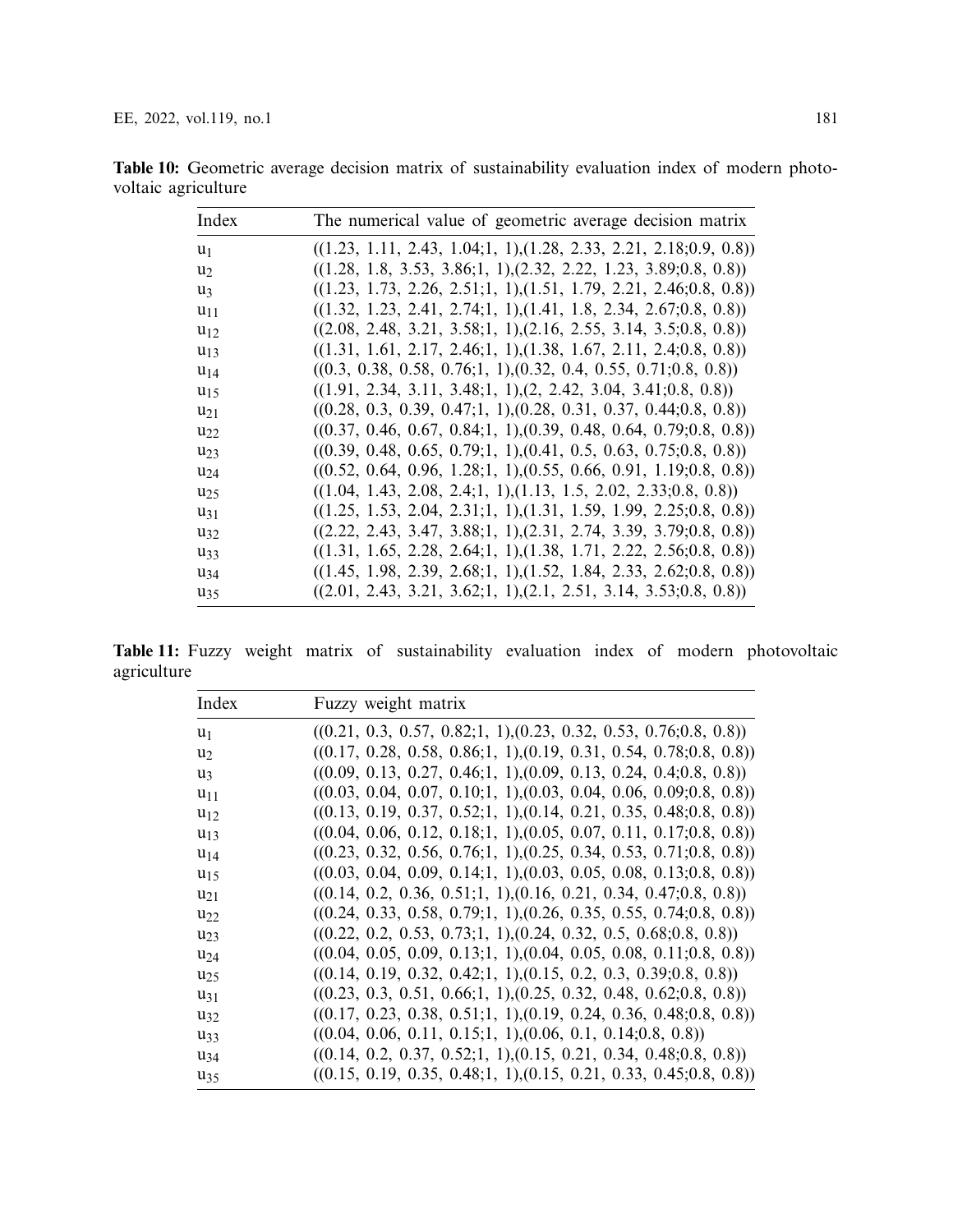**Table 10:** Geometric average decision matrix of sustainability evaluation index of modern photovoltaic agriculture

| Index | The numerical value of geometric average decision matrix |
| --- | --- |
| $u_1$ | ((1.23, 1.11, 2.43, 1.04;1, 1),(1.28, 2.33, 2.21, 2.18;0.9, 0.8)) |
| $u_2$ | ((1.28, 1.8, 3.53, 3.86;1, 1),(2.32, 2.22, 1.23, 3.89;0.8, 0.8)) |
| $u_3$ | ((1.23, 1.73, 2.26, 2.51;1, 1),(1.51, 1.79, 2.21, 2.46;0.8, 0.8)) |
| $u_{11}$ | ((1.32, 1.23, 2.41, 2.74;1, 1),(1.41, 1.8, 2.34, 2.67;0.8, 0.8)) |
| $u_{12}$ | ((2.08, 2.48, 3.21, 3.58;1, 1),(2.16, 2.55, 3.14, 3.5;0.8, 0.8)) |
| $u_{13}$ | ((1.31, 1.61, 2.17, 2.46;1, 1),(1.38, 1.67, 2.11, 2.4;0.8, 0.8)) |
| $u_{14}$ | ((0.3, 0.38, 0.58, 0.76;1, 1),(0.32, 0.4, 0.55, 0.71;0.8, 0.8)) |
| $u_{15}$ | ((1.91, 2.34, 3.11, 3.48;1, 1),(2, 2.42, 3.04, 3.41;0.8, 0.8)) |
| $u_{21}$ | ((0.28, 0.3, 0.39, 0.47;1, 1),(0.28, 0.31, 0.37, 0.44;0.8, 0.8)) |
| $u_{22}$ | ((0.37, 0.46, 0.67, 0.84;1, 1),(0.39, 0.48, 0.64, 0.79;0.8, 0.8)) |
| $u_{23}$ | ((0.39, 0.48, 0.65, 0.79;1, 1),(0.41, 0.5, 0.63, 0.75;0.8, 0.8)) |
| $u_{24}$ | ((0.52, 0.64, 0.96, 1.28;1, 1),(0.55, 0.66, 0.91, 1.19;0.8, 0.8)) |
| $u_{25}$ | ((1.04, 1.43, 2.08, 2.4;1, 1),(1.13, 1.5, 2.02, 2.33;0.8, 0.8)) |
| $u_{31}$ | ((1.25, 1.53, 2.04, 2.31;1, 1),(1.31, 1.59, 1.99, 2.25;0.8, 0.8)) |
| $u_{32}$ | ((2.22, 2.43, 3.47, 3.88;1, 1),(2.31, 2.74, 3.39, 3.79;0.8, 0.8)) |
| $u_{33}$ | ((1.31, 1.65, 2.28, 2.64;1, 1),(1.38, 1.71, 2.22, 2.56;0.8, 0.8)) |
| $u_{34}$ | ((1.45, 1.98, 2.39, 2.68;1, 1),(1.52, 1.84, 2.33, 2.62;0.8, 0.8)) |
| $u_{35}$ | ((2.01, 2.43, 3.21, 3.62;1, 1),(2.1, 2.51, 3.14, 3.53;0.8, 0.8)) |

**Table 11:** Fuzzy weight matrix of sustainability evaluation index of modern photovoltaic agriculture

| Index | Fuzzy weight matrix |
| --- | --- |
| $u_1$ | ((0.21, 0.3, 0.57, 0.82;1, 1),(0.23, 0.32, 0.53, 0.76;0.8, 0.8)) |
| $u_2$ | ((0.17, 0.28, 0.58, 0.86;1, 1),(0.19, 0.31, 0.54, 0.78;0.8, 0.8)) |
| $u_3$ | ((0.09, 0.13, 0.27, 0.46;1, 1),(0.09, 0.13, 0.24, 0.4;0.8, 0.8)) |
| $u_{11}$ | ((0.03, 0.04, 0.07, 0.10;1, 1),(0.03, 0.04, 0.06, 0.09;0.8, 0.8)) |
| $u_{12}$ | ((0.13, 0.19, 0.37, 0.52;1, 1),(0.14, 0.21, 0.35, 0.48;0.8, 0.8)) |
| $u_{13}$ | ((0.04, 0.06, 0.12, 0.18;1, 1),(0.05, 0.07, 0.11, 0.17;0.8, 0.8)) |
| $u_{14}$ | ((0.23, 0.32, 0.56, 0.76;1, 1),(0.25, 0.34, 0.53, 0.71;0.8, 0.8)) |
| $u_{15}$ | ((0.03, 0.04, 0.09, 0.14;1, 1),(0.03, 0.05, 0.08, 0.13;0.8, 0.8)) |
| $u_{21}$ | ((0.14, 0.2, 0.36, 0.51;1, 1),(0.16, 0.21, 0.34, 0.47;0.8, 0.8)) |
| $u_{22}$ | ((0.24, 0.33, 0.58, 0.79;1, 1),(0.26, 0.35, 0.55, 0.74;0.8, 0.8)) |
| $u_{23}$ | ((0.22, 0.2, 0.53, 0.73;1, 1),(0.24, 0.32, 0.5, 0.68;0.8, 0.8)) |
| $u_{24}$ | ((0.04, 0.05, 0.09, 0.13;1, 1),(0.04, 0.05, 0.08, 0.11;0.8, 0.8)) |
| $u_{25}$ | ((0.14, 0.19, 0.32, 0.42;1, 1),(0.15, 0.2, 0.3, 0.39;0.8, 0.8)) |
| $u_{31}$ | ((0.23, 0.3, 0.51, 0.66;1, 1),(0.25, 0.32, 0.48, 0.62;0.8, 0.8)) |
| $u_{32}$ | ((0.17, 0.23, 0.38, 0.51;1, 1),(0.19, 0.24, 0.36, 0.48;0.8, 0.8)) |
| $u_{33}$ | ((0.04, 0.06, 0.11, 0.15;1, 1),(0.06, 0.1, 0.14;0.8, 0.8)) |
| $u_{34}$ | ((0.14, 0.2, 0.37, 0.52;1, 1),(0.15, 0.21, 0.34, 0.48;0.8, 0.8)) |
| $u_{35}$ | ((0.15, 0.19, 0.35, 0.48;1, 1),(0.15, 0.21, 0.33, 0.45;0.8, 0.8)) |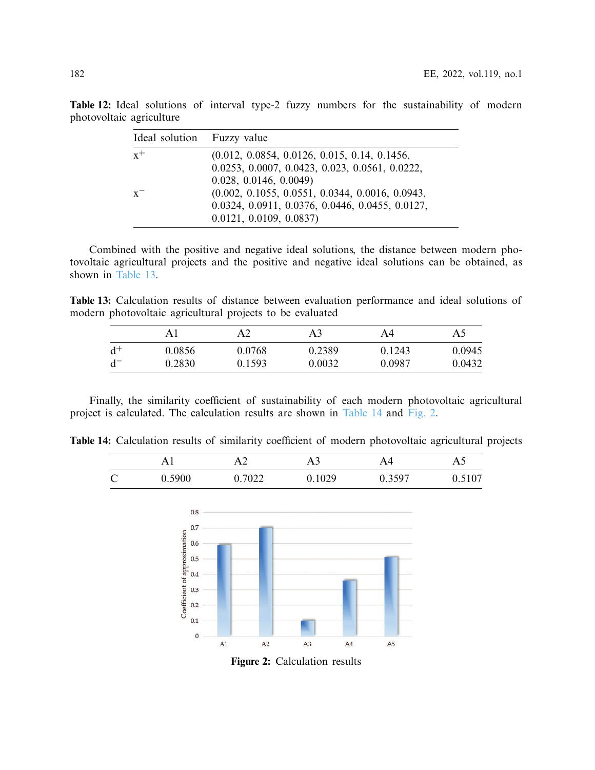**Table 12:** Ideal solutions of interval type-2 fuzzy numbers for the sustainability of modern photovoltaic agriculture

| Ideal solution | Fuzzy value |
|---|---|
| $x^+$ | (0.012, 0.0854, 0.0126, 0.015, 0.14, 0.1456, 0.0253, 0.0007, 0.0423, 0.023, 0.0561, 0.0222, 0.028, 0.0146, 0.0049) |
| $x^-$ | (0.002, 0.1055, 0.0551, 0.0344, 0.0016, 0.0943, 0.0324, 0.0911, 0.0376, 0.0446, 0.0455, 0.0127, 0.0121, 0.0109, 0.0837) |

Combined with the positive and negative ideal solutions, the distance between modern photovoltaic agricultural projects and the positive and negative ideal solutions can be obtained, as shown in Table 13.

**Table 13:** Calculation results of distance between evaluation performance and ideal solutions of modern photovoltaic agricultural projects to be evaluated

| | A1 | A2 | A3 | A4 | A5 |
|---|---|---|---|---|---|
| $d^+$ | 0.0856 | 0.0768 | 0.2389 | 0.1243 | 0.0945 |
| $d^-$ | 0.2830 | 0.1593 | 0.0032 | 0.0987 | 0.0432 |

Finally, the similarity coefficient of sustainability of each modern photovoltaic agricultural project is calculated. The calculation results are shown in Table 14 and Fig. 2.

**Table 14:** Calculation results of similarity coefficient of modern photovoltaic agricultural projects

| | A1 | A2 | A3 | A4 | A5 |
|---|---|---|---|---|---|
| C | 0.5900 | 0.7022 | 0.1029 | 0.3597 | 0.5107 |

**Figure 2:** Calculation results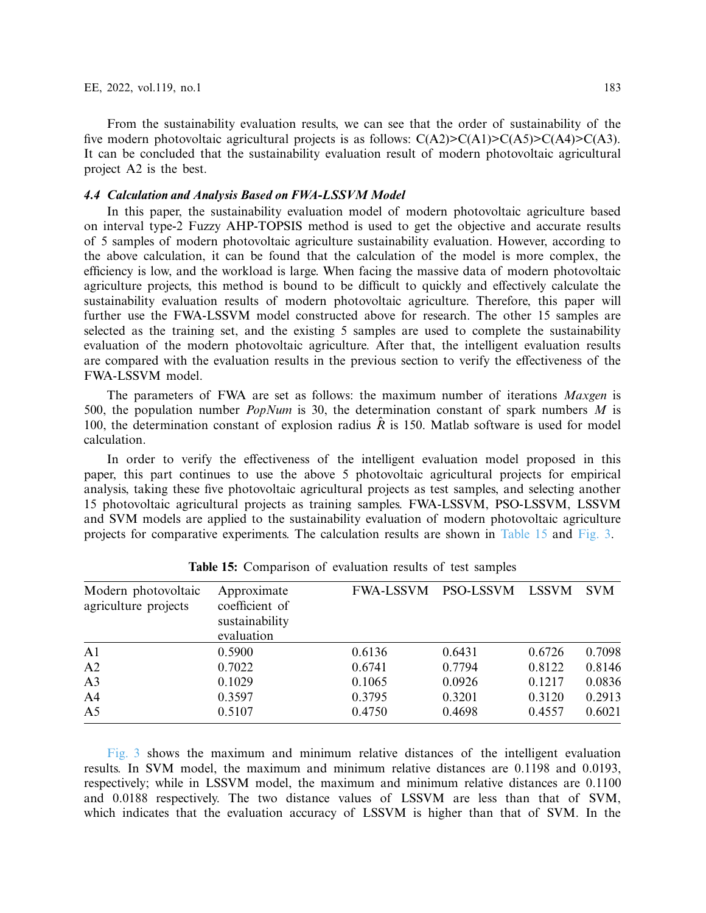From the sustainability evaluation results, we can see that the order of sustainability of the five modern photovoltaic agricultural projects is as follows: C(A2)>C(A1)>C(A5)>C(A4)>C(A3). It can be concluded that the sustainability evaluation result of modern photovoltaic agricultural project A2 is the best.

### *4.4 Calculation and Analysis Based on FWA-LSSVM Model*

In this paper, the sustainability evaluation model of modern photovoltaic agriculture based on interval type-2 Fuzzy AHP-TOPSIS method is used to get the objective and accurate results of 5 samples of modern photovoltaic agriculture sustainability evaluation. However, according to the above calculation, it can be found that the calculation of the model is more complex, the efficiency is low, and the workload is large. When facing the massive data of modern photovoltaic agriculture projects, this method is bound to be difficult to quickly and effectively calculate the sustainability evaluation results of modern photovoltaic agriculture. Therefore, this paper will further use the FWA-LSSVM model constructed above for research. The other 15 samples are selected as the training set, and the existing 5 samples are used to complete the sustainability evaluation of the modern photovoltaic agriculture. After that, the intelligent evaluation results are compared with the evaluation results in the previous section to verify the effectiveness of the FWA-LSSVM model.

The parameters of FWA are set as follows: the maximum number of iterations *Maxgen* is 500, the population number *PopNum* is 30, the determination constant of spark numbers $M$ is 100, the determination constant of explosion radius $\hat{R}$ is 150. Matlab software is used for model calculation.

In order to verify the effectiveness of the intelligent evaluation model proposed in this paper, this part continues to use the above 5 photovoltaic agricultural projects for empirical analysis, taking these five photovoltaic agricultural projects as test samples, and selecting another 15 photovoltaic agricultural projects as training samples. FWA-LSSVM, PSO-LSSVM, LSSVM and SVM models are applied to the sustainability evaluation of modern photovoltaic agriculture projects for comparative experiments. The calculation results are shown in Table 15 and Fig. 3.

**Table 15:** Comparison of evaluation results of test samples

| Modern photovoltaic agriculture projects | Approximate coefficient of sustainability evaluation | FWA-LSSVM | PSO-LSSVM | LSSVM | SVM |
|---|---|---|---|---|---|
| A1 | 0.5900 | 0.6136 | 0.6431 | 0.6726 | 0.7098 |
| A2 | 0.7022 | 0.6741 | 0.7794 | 0.8122 | 0.8146 |
| A3 | 0.1029 | 0.1065 | 0.0926 | 0.1217 | 0.0836 |
| A4 | 0.3597 | 0.3795 | 0.3201 | 0.3120 | 0.2913 |
| A5 | 0.5107 | 0.4750 | 0.4698 | 0.4557 | 0.6021 |

Fig. 3 shows the maximum and minimum relative distances of the intelligent evaluation results. In SVM model, the maximum and minimum relative distances are 0.1198 and 0.0193, respectively; while in LSSVM model, the maximum and minimum relative distances are 0.1100 and 0.0188 respectively. The two distance values of LSSVM are less than that of SVM, which indicates that the evaluation accuracy of LSSVM is higher than that of SVM. In the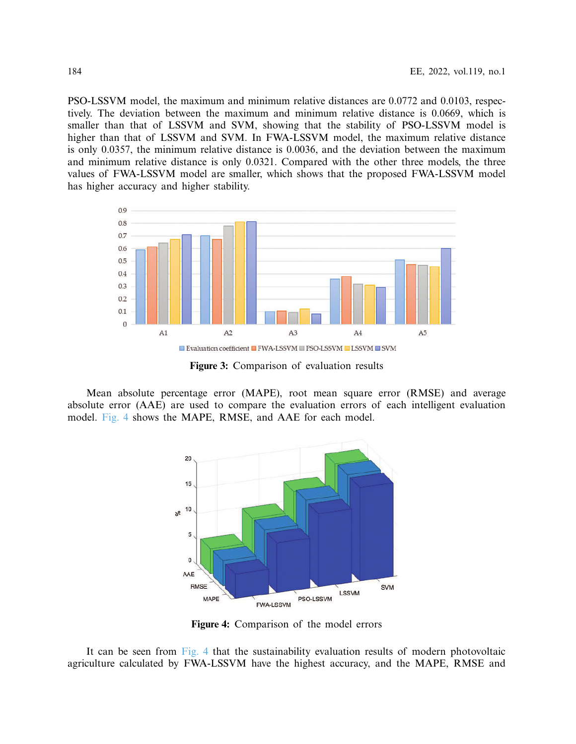PSO-LSSVM model, the maximum and minimum relative distances are 0.0772 and 0.0103, respectively. The deviation between the maximum and minimum relative distance is 0.0669, which is smaller than that of LSSVM and SVM, showing that the stability of PSO-LSSVM model is higher than that of LSSVM and SVM. In FWA-LSSVM model, the maximum relative distance is only 0.0357, the minimum relative distance is 0.0036, and the deviation between the maximum and minimum relative distance is only 0.0321. Compared with the other three models, the three values of FWA-LSSVM model are smaller, which shows that the proposed FWA-LSSVM model has higher accuracy and higher stability.

**Figure 3:** Comparison of evaluation results

Mean absolute percentage error (MAPE), root mean square error (RMSE) and average absolute error (AAE) are used to compare the evaluation errors of each intelligent evaluation model. Fig. 4 shows the MAPE, RMSE, and AAE for each model.

**Figure 4:** Comparison of the model errors

It can be seen from Fig. 4 that the sustainability evaluation results of modern photovoltaic agriculture calculated by FWA-LSSVM have the highest accuracy, and the MAPE, RMSE and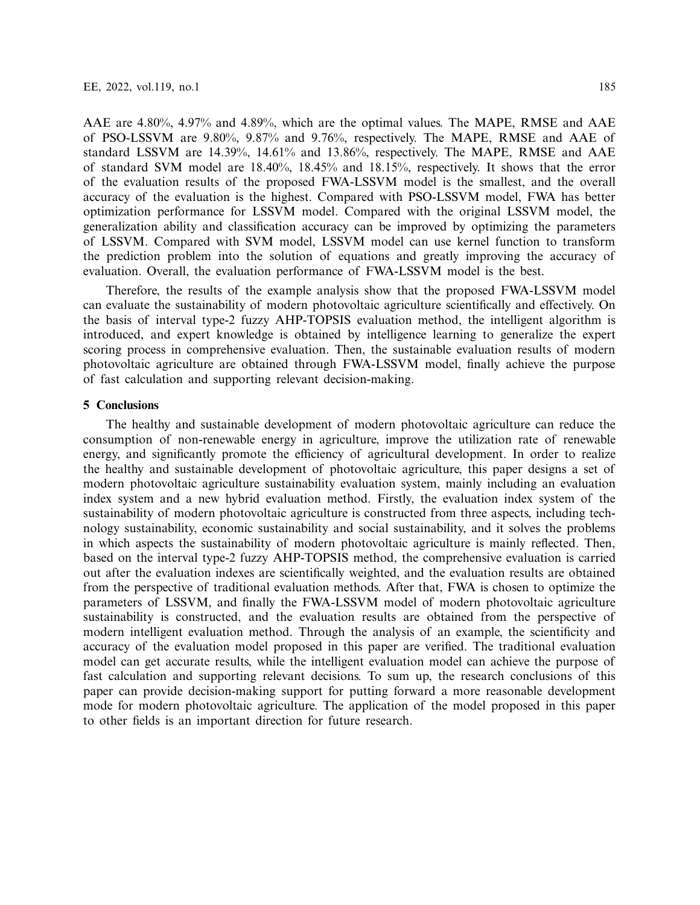AAE are 4.80%, 4.97% and 4.89%, which are the optimal values. The MAPE, RMSE and AAE of PSO-LSSVM are 9.80%, 9.87% and 9.76%, respectively. The MAPE, RMSE and AAE of standard LSSVM are 14.39%, 14.61% and 13.86%, respectively. The MAPE, RMSE and AAE of standard SVM model are 18.40%, 18.45% and 18.15%, respectively. It shows that the error of the evaluation results of the proposed FWA-LSSVM model is the smallest, and the overall accuracy of the evaluation is the highest. Compared with PSO-LSSVM model, FWA has better optimization performance for LSSVM model. Compared with the original LSSVM model, the generalization ability and classification accuracy can be improved by optimizing the parameters of LSSVM. Compared with SVM model, LSSVM model can use kernel function to transform the prediction problem into the solution of equations and greatly improving the accuracy of evaluation. Overall, the evaluation performance of FWA-LSSVM model is the best.

Therefore, the results of the example analysis show that the proposed FWA-LSSVM model can evaluate the sustainability of modern photovoltaic agriculture scientifically and effectively. On the basis of interval type-2 fuzzy AHP-TOPSIS evaluation method, the intelligent algorithm is introduced, and expert knowledge is obtained by intelligence learning to generalize the expert scoring process in comprehensive evaluation. Then, the sustainable evaluation results of modern photovoltaic agriculture are obtained through FWA-LSSVM model, finally achieve the purpose of fast calculation and supporting relevant decision-making.

## 5 Conclusions

The healthy and sustainable development of modern photovoltaic agriculture can reduce the consumption of non-renewable energy in agriculture, improve the utilization rate of renewable energy, and significantly promote the efficiency of agricultural development. In order to realize the healthy and sustainable development of photovoltaic agriculture, this paper designs a set of modern photovoltaic agriculture sustainability evaluation system, mainly including an evaluation index system and a new hybrid evaluation method. Firstly, the evaluation index system of the sustainability of modern photovoltaic agriculture is constructed from three aspects, including technology sustainability, economic sustainability and social sustainability, and it solves the problems in which aspects the sustainability of modern photovoltaic agriculture is mainly reflected. Then, based on the interval type-2 fuzzy AHP-TOPSIS method, the comprehensive evaluation is carried out after the evaluation indexes are scientifically weighted, and the evaluation results are obtained from the perspective of traditional evaluation methods. After that, FWA is chosen to optimize the parameters of LSSVM, and finally the FWA-LSSVM model of modern photovoltaic agriculture sustainability is constructed, and the evaluation results are obtained from the perspective of modern intelligent evaluation method. Through the analysis of an example, the scientificity and accuracy of the evaluation model proposed in this paper are verified. The traditional evaluation model can get accurate results, while the intelligent evaluation model can achieve the purpose of fast calculation and supporting relevant decisions. To sum up, the research conclusions of this paper can provide decision-making support for putting forward a more reasonable development mode for modern photovoltaic agriculture. The application of the model proposed in this paper to other fields is an important direction for future research.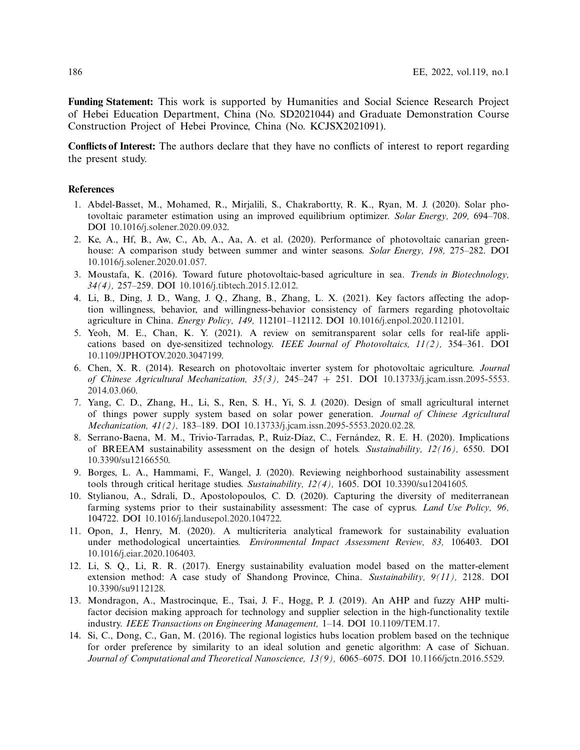**Funding Statement:** This work is supported by Humanities and Social Science Research Project of Hebei Education Department, China (No. SD2021044) and Graduate Demonstration Course Construction Project of Hebei Province, China (No. KCJSX2021091).

**Conflicts of Interest:** The authors declare that they have no conflicts of interest to report regarding the present study.

**References**

1. Abdel-Basset, M., Mohamed, R., Mirjalili, S., Chakrabortty, R. K., Ryan, M. J. (2020). Solar photovoltaic parameter estimation using an improved equilibrium optimizer. *Solar Energy, 209,* 694–708. DOI 10.1016/j.solener.2020.09.032.
2. Ke, A., Hf, B., Aw, C., Ab, A., Aa, A. et al. (2020). Performance of photovoltaic canarian greenhouse: A comparison study between summer and winter seasons. *Solar Energy, 198,* 275–282. DOI 10.1016/j.solener.2020.01.057.
3. Moustafa, K. (2016). Toward future photovoltaic-based agriculture in sea. *Trends in Biotechnology, 34(4),* 257–259. DOI 10.1016/j.tibtech.2015.12.012.
4. Li, B., Ding, J. D., Wang, J. Q., Zhang, B., Zhang, L. X. (2021). Key factors affecting the adoption willingness, behavior, and willingness-behavior consistency of farmers regarding photovoltaic agriculture in China. *Energy Policy, 149,* 112101–112112. DOI 10.1016/j.enpol.2020.112101.
5. Yeoh, M. E., Chan, K. Y. (2021). A review on semitransparent solar cells for real-life applications based on dye-sensitized technology. *IEEE Journal of Photovoltaics, 11(2),* 354–361. DOI 10.1109/JPHOTOV.2020.3047199.
6. Chen, X. R. (2014). Research on photovoltaic inverter system for photovoltaic agriculture. *Journal of Chinese Agricultural Mechanization, 35(3),* 245–247 + 251. DOI 10.13733/j.jcam.issn.2095-5553.2014.03.060.
7. Yang, C. D., Zhang, H., Li, S., Ren, S. H., Yi, S. J. (2020). Design of small agricultural internet of things power supply system based on solar power generation. *Journal of Chinese Agricultural Mechanization, 41(2),* 183–189. DOI 10.13733/j.jcam.issn.2095-5553.2020.02.28.
8. Serrano-Baena, M. M., Trivio-Tarradas, P., Ruiz-Díaz, C., Fernández, R. E. H. (2020). Implications of BREEAM sustainability assessment on the design of hotels. *Sustainability, 12(16),* 6550. DOI 10.3390/su12166550.
9. Borges, L. A., Hammami, F., Wangel, J. (2020). Reviewing neighborhood sustainability assessment tools through critical heritage studies. *Sustainability, 12(4),* 1605. DOI 10.3390/su12041605.
10. Stylianou, A., Sdrali, D., Apostolopoulos, C. D. (2020). Capturing the diversity of mediterranean farming systems prior to their sustainability assessment: The case of cyprus. *Land Use Policy, 96,* 104722. DOI 10.1016/j.landusepol.2020.104722.
11. Opon, J., Henry, M. (2020). A multicriteria analytical framework for sustainability evaluation under methodological uncertainties. *Environmental Impact Assessment Review, 83,* 106403. DOI 10.1016/j.eiar.2020.106403.
12. Li, S. Q., Li, R. R. (2017). Energy sustainability evaluation model based on the matter-element extension method: A case study of Shandong Province, China. *Sustainability, 9(11),* 2128. DOI 10.3390/su9112128.
13. Mondragon, A., Mastrocinque, E., Tsai, J. F., Hogg, P. J. (2019). An AHP and fuzzy AHP multifactor decision making approach for technology and supplier selection in the high-functionality textile industry. *IEEE Transactions on Engineering Management,* 1–14. DOI 10.1109/TEM.17.
14. Si, C., Dong, C., Gan, M. (2016). The regional logistics hubs location problem based on the technique for order preference by similarity to an ideal solution and genetic algorithm: A case of Sichuan. *Journal of Computational and Theoretical Nanoscience, 13(9),* 6065–6075. DOI 10.1166/jctn.2016.5529.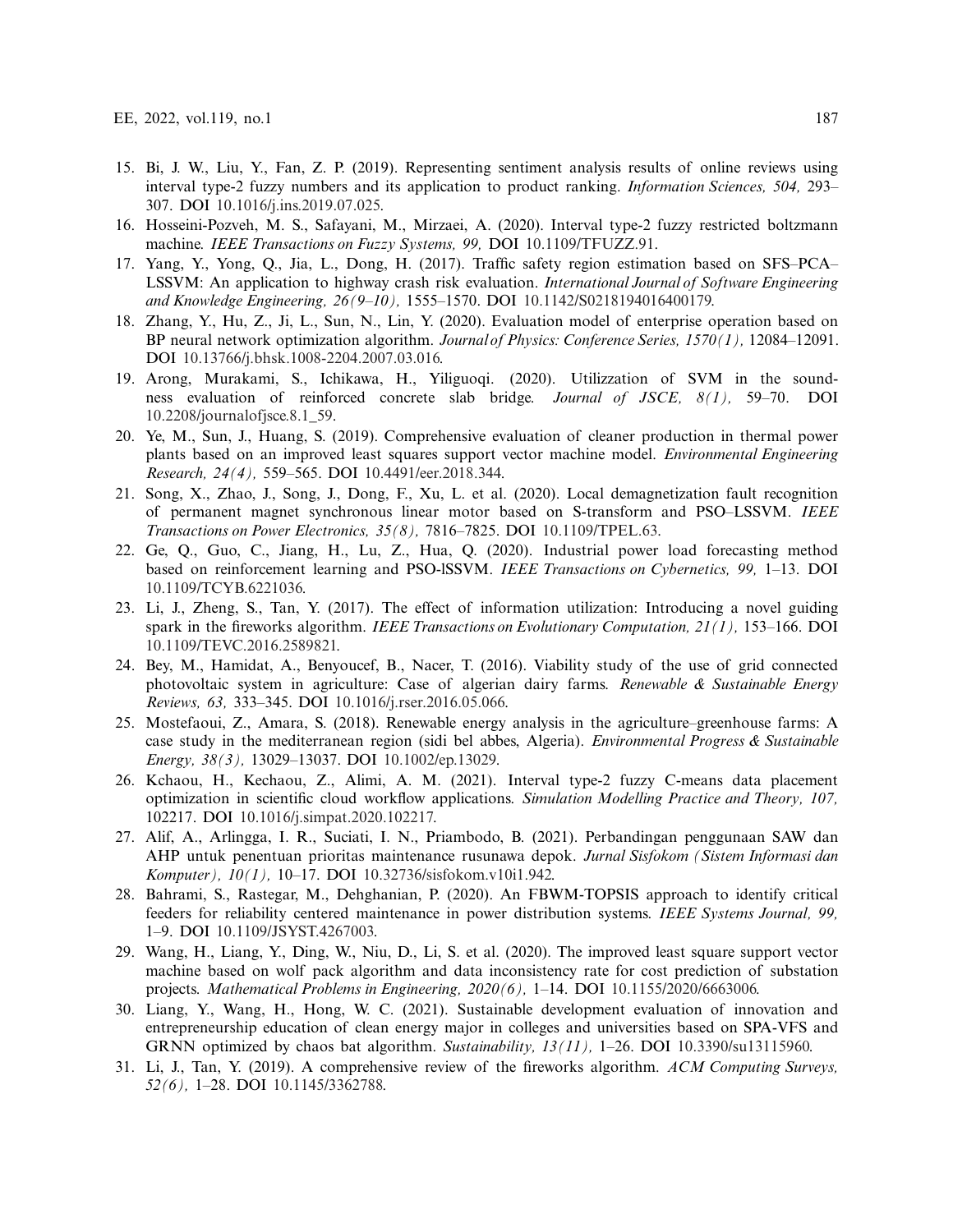15. Bi, J. W., Liu, Y., Fan, Z. P. (2019). Representing sentiment analysis results of online reviews using interval type-2 fuzzy numbers and its application to product ranking. *Information Sciences, 504,* 293–307. DOI 10.1016/j.ins.2019.07.025.
16. Hosseini-Pozveh, M. S., Safayani, M., Mirzaei, A. (2020). Interval type-2 fuzzy restricted boltzmann machine. *IEEE Transactions on Fuzzy Systems, 99,* DOI 10.1109/TFUZZ.91.
17. Yang, Y., Yong, Q., Jia, L., Dong, H. (2017). Traffic safety region estimation based on SFS–PCA–LSSVM: An application to highway crash risk evaluation. *International Journal of Software Engineering and Knowledge Engineering, 26(9–10),* 1555–1570. DOI 10.1142/S0218194016400179.
18. Zhang, Y., Hu, Z., Ji, L., Sun, N., Lin, Y. (2020). Evaluation model of enterprise operation based on BP neural network optimization algorithm. *Journal of Physics: Conference Series, 1570(1),* 12084–12091. DOI 10.13766/j.bhsk.1008-2204.2007.03.016.
19. Arong, Murakami, S., Ichikawa, H., Yiliguoqi. (2020). Utilizzation of SVM in the soundness evaluation of reinforced concrete slab bridge. *Journal of JSCE, 8(1),* 59–70. DOI 10.2208/journalofjsce.8.1_59.
20. Ye, M., Sun, J., Huang, S. (2019). Comprehensive evaluation of cleaner production in thermal power plants based on an improved least squares support vector machine model. *Environmental Engineering Research, 24(4),* 559–565. DOI 10.4491/eer.2018.344.
21. Song, X., Zhao, J., Song, J., Dong, F., Xu, L. et al. (2020). Local demagnetization fault recognition of permanent magnet synchronous linear motor based on S-transform and PSO–LSSVM. *IEEE Transactions on Power Electronics, 35(8),* 7816–7825. DOI 10.1109/TPEL.63.
22. Ge, Q., Guo, C., Jiang, H., Lu, Z., Hua, Q. (2020). Industrial power load forecasting method based on reinforcement learning and PSO-lSSVM. *IEEE Transactions on Cybernetics, 99,* 1–13. DOI 10.1109/TCYB.6221036.
23. Li, J., Zheng, S., Tan, Y. (2017). The effect of information utilization: Introducing a novel guiding spark in the fireworks algorithm. *IEEE Transactions on Evolutionary Computation, 21(1),* 153–166. DOI 10.1109/TEVC.2016.2589821.
24. Bey, M., Hamidat, A., Benyoucef, B., Nacer, T. (2016). Viability study of the use of grid connected photovoltaic system in agriculture: Case of algerian dairy farms. *Renewable & Sustainable Energy Reviews, 63,* 333–345. DOI 10.1016/j.rser.2016.05.066.
25. Mostefaoui, Z., Amara, S. (2018). Renewable energy analysis in the agriculture–greenhouse farms: A case study in the mediterranean region (sidi bel abbes, Algeria). *Environmental Progress & Sustainable Energy, 38(3),* 13029–13037. DOI 10.1002/ep.13029.
26. Kchaou, H., Kechaou, Z., Alimi, A. M. (2021). Interval type-2 fuzzy C-means data placement optimization in scientific cloud workflow applications. *Simulation Modelling Practice and Theory, 107,* 102217. DOI 10.1016/j.simpat.2020.102217.
27. Alif, A., Arlingga, I. R., Suciati, I. N., Priambodo, B. (2021). Perbandingan penggunaan SAW dan AHP untuk penentuan prioritas maintenance rusunawa depok. *Jurnal Sisfokom (Sistem Informasi dan Komputer), 10(1),* 10–17. DOI 10.32736/sisfokom.v10i1.942.
28. Bahrami, S., Rastegar, M., Dehghanian, P. (2020). An FBWM-TOPSIS approach to identify critical feeders for reliability centered maintenance in power distribution systems. *IEEE Systems Journal, 99,* 1–9. DOI 10.1109/JSYST.4267003.
29. Wang, H., Liang, Y., Ding, W., Niu, D., Li, S. et al. (2020). The improved least square support vector machine based on wolf pack algorithm and data inconsistency rate for cost prediction of substation projects. *Mathematical Problems in Engineering, 2020(6),* 1–14. DOI 10.1155/2020/6663006.
30. Liang, Y., Wang, H., Hong, W. C. (2021). Sustainable development evaluation of innovation and entrepreneurship education of clean energy major in colleges and universities based on SPA-VFS and GRNN optimized by chaos bat algorithm. *Sustainability, 13(11),* 1–26. DOI 10.3390/su13115960.
31. Li, J., Tan, Y. (2019). A comprehensive review of the fireworks algorithm. *ACM Computing Surveys, 52(6),* 1–28. DOI 10.1145/3362788.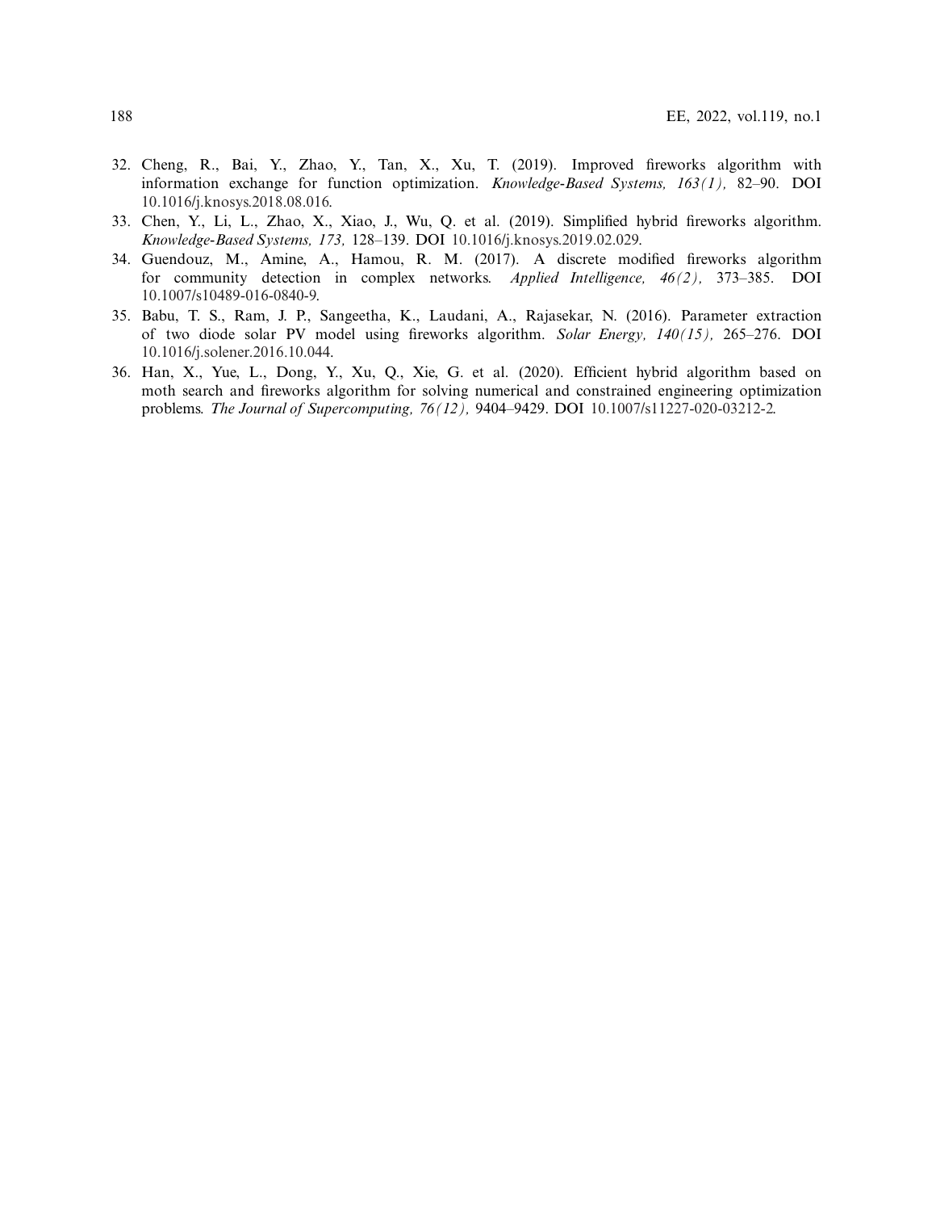32. Cheng, R., Bai, Y., Zhao, Y., Tan, X., Xu, T. (2019). Improved fireworks algorithm with information exchange for function optimization. *Knowledge-Based Systems, 163(1),* 82–90. DOI 10.1016/j.knosys.2018.08.016.
33. Chen, Y., Li, L., Zhao, X., Xiao, J., Wu, Q. et al. (2019). Simplified hybrid fireworks algorithm. *Knowledge-Based Systems, 173,* 128–139. DOI 10.1016/j.knosys.2019.02.029.
34. Guendouz, M., Amine, A., Hamou, R. M. (2017). A discrete modified fireworks algorithm for community detection in complex networks. *Applied Intelligence, 46(2),* 373–385. DOI 10.1007/s10489-016-0840-9.
35. Babu, T. S., Ram, J. P., Sangeetha, K., Laudani, A., Rajasekar, N. (2016). Parameter extraction of two diode solar PV model using fireworks algorithm. *Solar Energy, 140(15),* 265–276. DOI 10.1016/j.solener.2016.10.044.
36. Han, X., Yue, L., Dong, Y., Xu, Q., Xie, G. et al. (2020). Efficient hybrid algorithm based on moth search and fireworks algorithm for solving numerical and constrained engineering optimization problems. *The Journal of Supercomputing, 76(12),* 9404–9429. DOI 10.1007/s11227-020-03212-2.